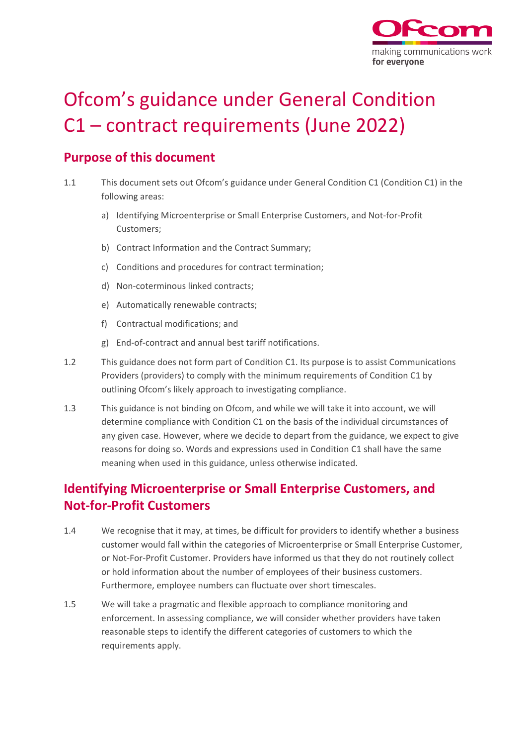# Ofcom's guidance under General Condition C1 – contract requirements (June 2022)

## Purpose of this document

1.1 This document sets out Ofcom's guidance under General Condition C1 (Condition C1) in the following areas:

a) Identifying Microenterprise or Small Enterprise Customers, and Not-for-Profit Customers;

b) Contract Information and the Contract Summary;

c) Conditions and procedures for contract termination;

d) Non-coterminous linked contracts;

e) Automatically renewable contracts;

f) Contractual modifications; and

g) End-of-contract and annual best tariff notifications.

1.2 This guidance does not form part of Condition C1. Its purpose is to assist Communications Providers (providers) to comply with the minimum requirements of Condition C1 by outlining Ofcom's likely approach to investigating compliance.

1.3 This guidance is not binding on Ofcom, and while we will take it into account, we will determine compliance with Condition C1 on the basis of the individual circumstances of any given case. However, where we decide to depart from the guidance, we expect to give reasons for doing so. Words and expressions used in Condition C1 shall have the same meaning when used in this guidance, unless otherwise indicated.

## Identifying Microenterprise or Small Enterprise Customers, and Not-for-Profit Customers

1.4 We recognise that it may, at times, be difficult for providers to identify whether a business customer would fall within the categories of Microenterprise or Small Enterprise Customer, or Not-For-Profit Customer. Providers have informed us that they do not routinely collect or hold information about the number of employees of their business customers. Furthermore, employee numbers can fluctuate over short timescales.

1.5 We will take a pragmatic and flexible approach to compliance monitoring and enforcement. In assessing compliance, we will consider whether providers have taken reasonable steps to identify the different categories of customers to which the requirements apply.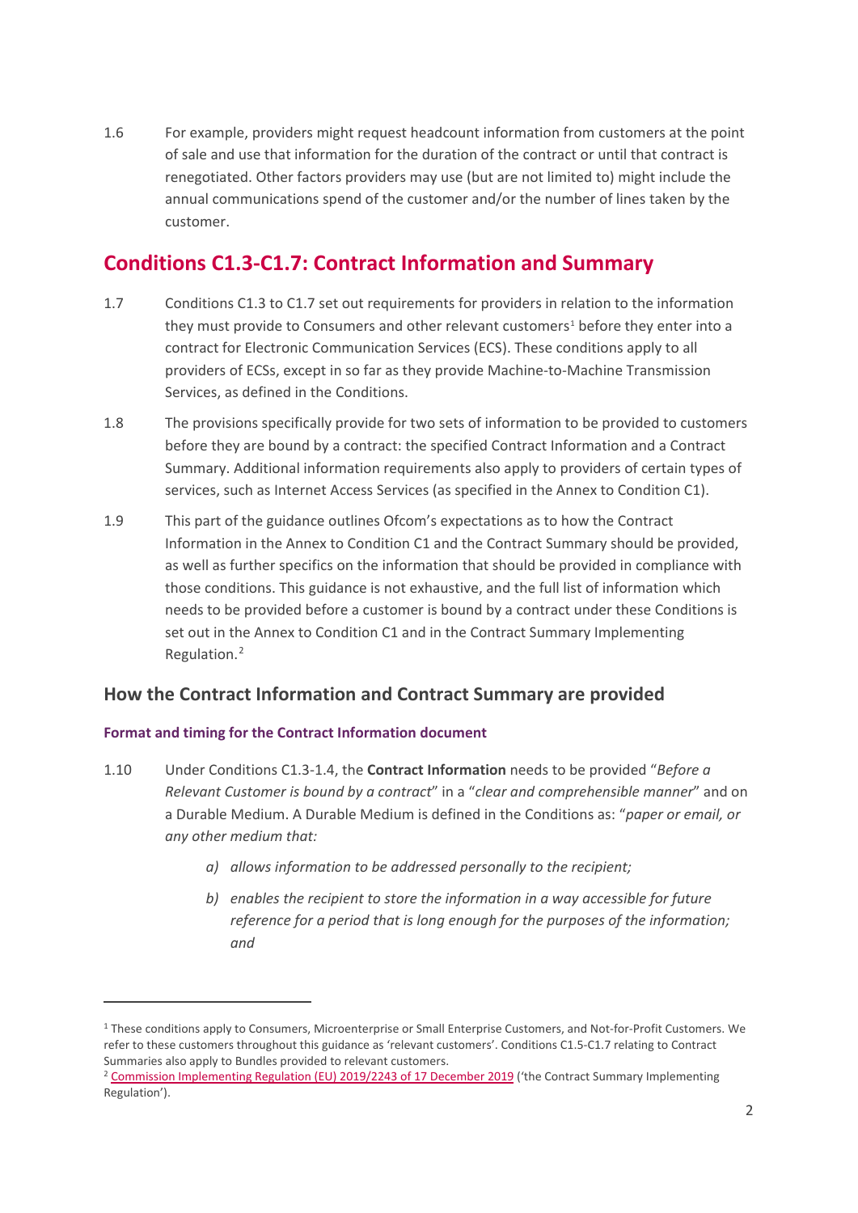1.6 For example, providers might request headcount information from customers at the point of sale and use that information for the duration of the contract or until that contract is renegotiated. Other factors providers may use (but are not limited to) might include the annual communications spend of the customer and/or the number of lines taken by the customer.

## Conditions C1.3-C1.7: Contract Information and Summary

1.7 Conditions C1.3 to C1.7 set out requirements for providers in relation to the information they must provide to Consumers and other relevant customers[1] before they enter into a contract for Electronic Communication Services (ECS). These conditions apply to all providers of ECSs, except in so far as they provide Machine-to-Machine Transmission Services, as defined in the Conditions.

1.8 The provisions specifically provide for two sets of information to be provided to customers before they are bound by a contract: the specified Contract Information and a Contract Summary. Additional information requirements also apply to providers of certain types of services, such as Internet Access Services (as specified in the Annex to Condition C1).

1.9 This part of the guidance outlines Ofcom's expectations as to how the Contract Information in the Annex to Condition C1 and the Contract Summary should be provided, as well as further specifics on the information that should be provided in compliance with those conditions. This guidance is not exhaustive, and the full list of information which needs to be provided before a customer is bound by a contract under these Conditions is set out in the Annex to Condition C1 and in the Contract Summary Implementing Regulation.[2]

### How the Contract Information and Contract Summary are provided

#### Format and timing for the Contract Information document

1.10 Under Conditions C1.3-1.4, the **Contract Information** needs to be provided "*Before a Relevant Customer is bound by a contract*" in a "*clear and comprehensible manner*" and on a Durable Medium. A Durable Medium is defined in the Conditions as: "*paper or email, or any other medium that:*

> a) *allows information to be addressed personally to the recipient;*
>
> b) *enables the recipient to store the information in a way accessible for future reference for a period that is long enough for the purposes of the information; and*

---

[1] These conditions apply to Consumers, Microenterprise or Small Enterprise Customers, and Not-for-Profit Customers. We refer to these customers throughout this guidance as 'relevant customers'. Conditions C1.5-C1.7 relating to Contract Summaries also apply to Bundles provided to relevant customers.

[2] Commission Implementing Regulation (EU) 2019/2243 of 17 December 2019 ('the Contract Summary Implementing Regulation').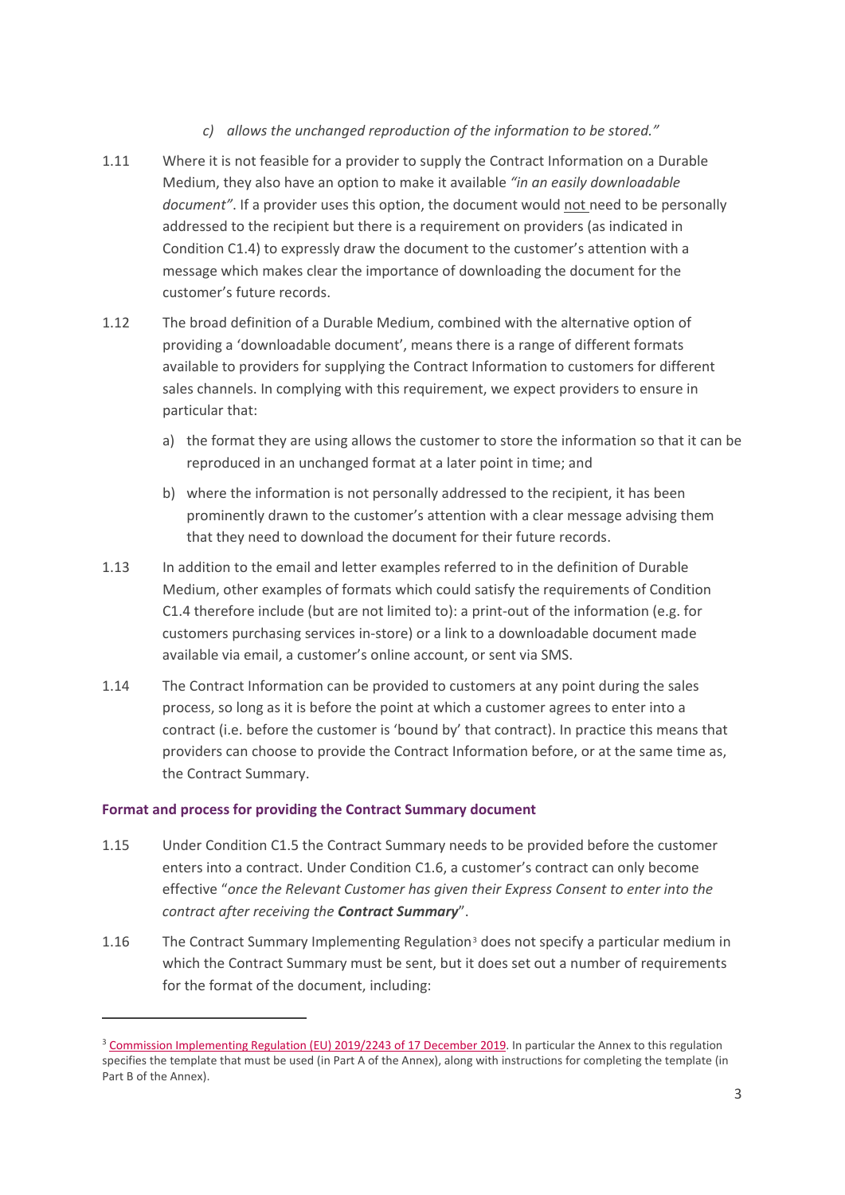c) *allows the unchanged reproduction of the information to be stored."*

1.11 Where it is not feasible for a provider to supply the Contract Information on a Durable Medium, they also have an option to make it available *"in an easily downloadable document"*. If a provider uses this option, the document would not need to be personally addressed to the recipient but there is a requirement on providers (as indicated in Condition C1.4) to expressly draw the document to the customer's attention with a message which makes clear the importance of downloading the document for the customer's future records.

1.12 The broad definition of a Durable Medium, combined with the alternative option of providing a 'downloadable document', means there is a range of different formats available to providers for supplying the Contract Information to customers for different sales channels. In complying with this requirement, we expect providers to ensure in particular that:

a) the format they are using allows the customer to store the information so that it can be reproduced in an unchanged format at a later point in time; and

b) where the information is not personally addressed to the recipient, it has been prominently drawn to the customer's attention with a clear message advising them that they need to download the document for their future records.

1.13 In addition to the email and letter examples referred to in the definition of Durable Medium, other examples of formats which could satisfy the requirements of Condition C1.4 therefore include (but are not limited to): a print-out of the information (e.g. for customers purchasing services in-store) or a link to a downloadable document made available via email, a customer's online account, or sent via SMS.

1.14 The Contract Information can be provided to customers at any point during the sales process, so long as it is before the point at which a customer agrees to enter into a contract (i.e. before the customer is 'bound by' that contract). In practice this means that providers can choose to provide the Contract Information before, or at the same time as, the Contract Summary.

### Format and process for providing the Contract Summary document

1.15 Under Condition C1.5 the Contract Summary needs to be provided before the customer enters into a contract. Under Condition C1.6, a customer's contract can only become effective "*once the Relevant Customer has given their Express Consent to enter into the contract after receiving the **Contract Summary***".

1.16 The Contract Summary Implementing Regulation[3] does not specify a particular medium in which the Contract Summary must be sent, but it does set out a number of requirements for the format of the document, including:

---

[3] Commission Implementing Regulation (EU) 2019/2243 of 17 December 2019. In particular the Annex to this regulation specifies the template that must be used (in Part A of the Annex), along with instructions for completing the template (in Part B of the Annex).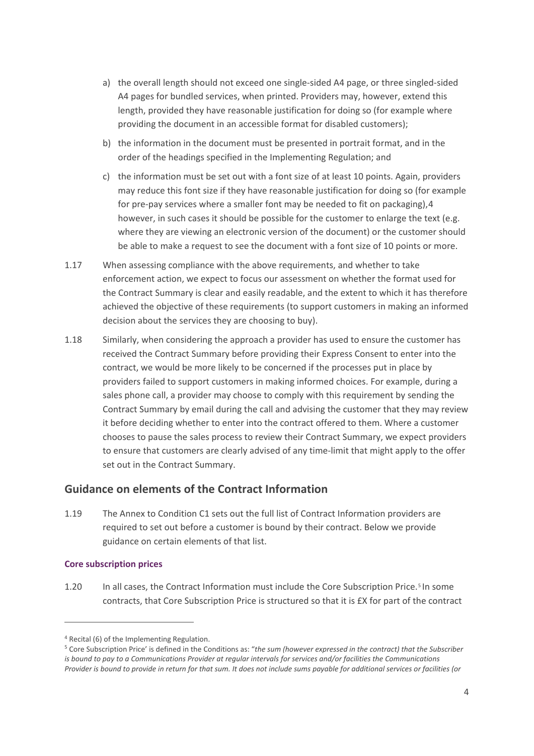a) the overall length should not exceed one single-sided A4 page, or three singled-sided A4 pages for bundled services, when printed. Providers may, however, extend this length, provided they have reasonable justification for doing so (for example where providing the document in an accessible format for disabled customers);

b) the information in the document must be presented in portrait format, and in the order of the headings specified in the Implementing Regulation; and

c) the information must be set out with a font size of at least 10 points. Again, providers may reduce this font size if they have reasonable justification for doing so (for example for pre-pay services where a smaller font may be needed to fit on packaging),4 however, in such cases it should be possible for the customer to enlarge the text (e.g. where they are viewing an electronic version of the document) or the customer should be able to make a request to see the document with a font size of 10 points or more.

1.17 When assessing compliance with the above requirements, and whether to take enforcement action, we expect to focus our assessment on whether the format used for the Contract Summary is clear and easily readable, and the extent to which it has therefore achieved the objective of these requirements (to support customers in making an informed decision about the services they are choosing to buy).

1.18 Similarly, when considering the approach a provider has used to ensure the customer has received the Contract Summary before providing their Express Consent to enter into the contract, we would be more likely to be concerned if the processes put in place by providers failed to support customers in making informed choices. For example, during a sales phone call, a provider may choose to comply with this requirement by sending the Contract Summary by email during the call and advising the customer that they may review it before deciding whether to enter into the contract offered to them. Where a customer chooses to pause the sales process to review their Contract Summary, we expect providers to ensure that customers are clearly advised of any time-limit that might apply to the offer set out in the Contract Summary.

## Guidance on elements of the Contract Information

1.19 The Annex to Condition C1 sets out the full list of Contract Information providers are required to set out before a customer is bound by their contract. Below we provide guidance on certain elements of that list.

### Core subscription prices

1.20 In all cases, the Contract Information must include the Core Subscription Price.[5] In some contracts, that Core Subscription Price is structured so that it is £X for part of the contract

---

[4] Recital (6) of the Implementing Regulation.

[5] Core Subscription Price' is defined in the Conditions as: "*the sum (however expressed in the contract) that the Subscriber is bound to pay to a Communications Provider at regular intervals for services and/or facilities the Communications Provider is bound to provide in return for that sum. It does not include sums payable for additional services or facilities (or*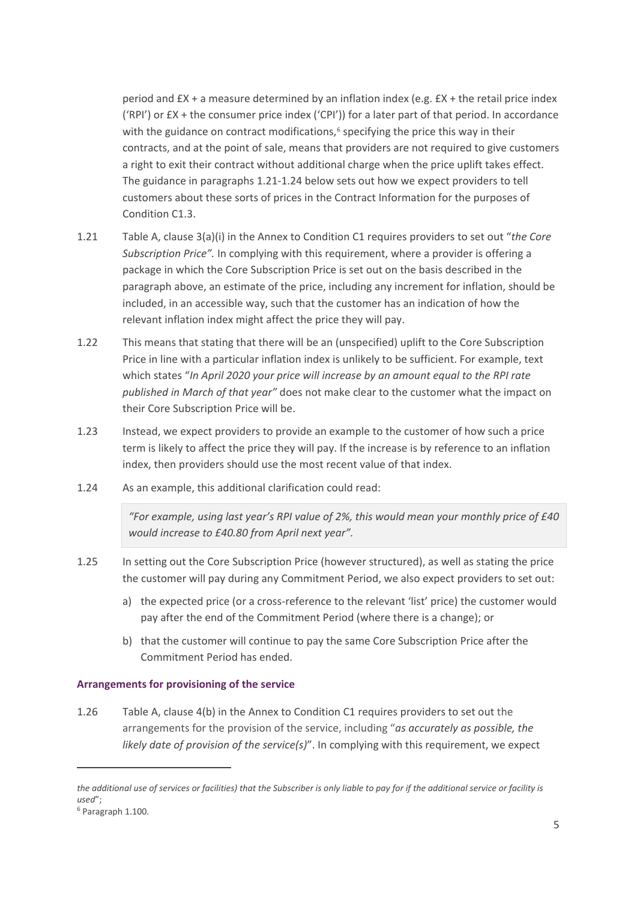period and £X + a measure determined by an inflation index (e.g. £X + the retail price index ('RPI') or £X + the consumer price index ('CPI')) for a later part of that period. In accordance with the guidance on contract modifications,[6] specifying the price this way in their contracts, and at the point of sale, means that providers are not required to give customers a right to exit their contract without additional charge when the price uplift takes effect. The guidance in paragraphs 1.21-1.24 below sets out how we expect providers to tell customers about these sorts of prices in the Contract Information for the purposes of Condition C1.3.

1.21 Table A, clause 3(a)(i) in the Annex to Condition C1 requires providers to set out "*the Core Subscription Price".* In complying with this requirement, where a provider is offering a package in which the Core Subscription Price is set out on the basis described in the paragraph above, an estimate of the price, including any increment for inflation, should be included, in an accessible way, such that the customer has an indication of how the relevant inflation index might affect the price they will pay.

1.22 This means that stating that there will be an (unspecified) uplift to the Core Subscription Price in line with a particular inflation index is unlikely to be sufficient. For example, text which states "*In April 2020 your price will increase by an amount equal to the RPI rate published in March of that year"* does not make clear to the customer what the impact on their Core Subscription Price will be.

1.23 Instead, we expect providers to provide an example to the customer of how such a price term is likely to affect the price they will pay. If the increase is by reference to an inflation index, then providers should use the most recent value of that index.

1.24 As an example, this additional clarification could read:

> *"For example, using last year's RPI value of 2%, this would mean your monthly price of £40 would increase to £40.80 from April next year".*

1.25 In setting out the Core Subscription Price (however structured), as well as stating the price the customer will pay during any Commitment Period, we also expect providers to set out:

a) the expected price (or a cross-reference to the relevant 'list' price) the customer would pay after the end of the Commitment Period (where there is a change); or

b) that the customer will continue to pay the same Core Subscription Price after the Commitment Period has ended.

### Arrangements for provisioning of the service

1.26 Table A, clause 4(b) in the Annex to Condition C1 requires providers to set out the arrangements for the provision of the service, including "*as accurately as possible, the likely date of provision of the service(s)*". In complying with this requirement, we expect

---

*the additional use of services or facilities) that the Subscriber is only liable to pay for if the additional service or facility is used*";

[6] Paragraph 1.100.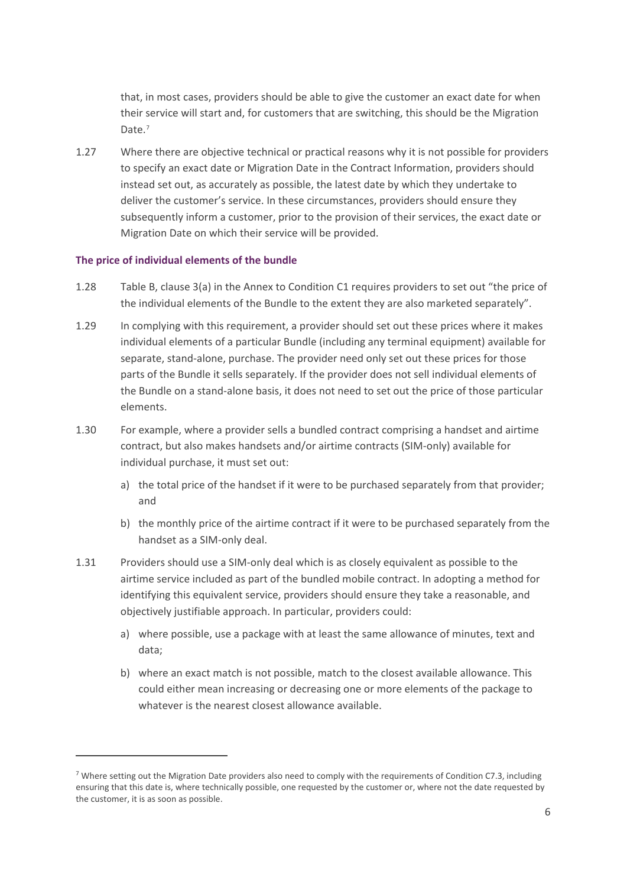that, in most cases, providers should be able to give the customer an exact date for when their service will start and, for customers that are switching, this should be the Migration Date.[7]

1.27 Where there are objective technical or practical reasons why it is not possible for providers to specify an exact date or Migration Date in the Contract Information, providers should instead set out, as accurately as possible, the latest date by which they undertake to deliver the customer's service. In these circumstances, providers should ensure they subsequently inform a customer, prior to the provision of their services, the exact date or Migration Date on which their service will be provided.

### The price of individual elements of the bundle

1.28 Table B, clause 3(a) in the Annex to Condition C1 requires providers to set out "the price of the individual elements of the Bundle to the extent they are also marketed separately".

1.29 In complying with this requirement, a provider should set out these prices where it makes individual elements of a particular Bundle (including any terminal equipment) available for separate, stand-alone, purchase. The provider need only set out these prices for those parts of the Bundle it sells separately. If the provider does not sell individual elements of the Bundle on a stand-alone basis, it does not need to set out the price of those particular elements.

1.30 For example, where a provider sells a bundled contract comprising a handset and airtime contract, but also makes handsets and/or airtime contracts (SIM-only) available for individual purchase, it must set out:

a) the total price of the handset if it were to be purchased separately from that provider; and

b) the monthly price of the airtime contract if it were to be purchased separately from the handset as a SIM-only deal.

1.31 Providers should use a SIM-only deal which is as closely equivalent as possible to the airtime service included as part of the bundled mobile contract. In adopting a method for identifying this equivalent service, providers should ensure they take a reasonable, and objectively justifiable approach. In particular, providers could:

a) where possible, use a package with at least the same allowance of minutes, text and data;

b) where an exact match is not possible, match to the closest available allowance. This could either mean increasing or decreasing one or more elements of the package to whatever is the nearest closest allowance available.

---

[7] Where setting out the Migration Date providers also need to comply with the requirements of Condition C7.3, including ensuring that this date is, where technically possible, one requested by the customer or, where not the date requested by the customer, it is as soon as possible.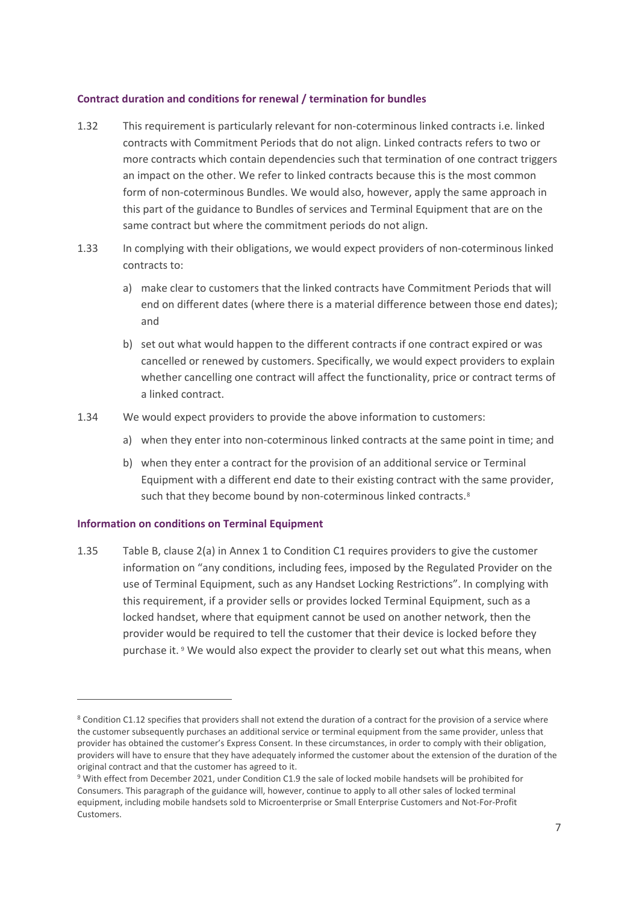#### Contract duration and conditions for renewal / termination for bundles

1.32 This requirement is particularly relevant for non-coterminous linked contracts i.e. linked contracts with Commitment Periods that do not align. Linked contracts refers to two or more contracts which contain dependencies such that termination of one contract triggers an impact on the other. We refer to linked contracts because this is the most common form of non-coterminous Bundles. We would also, however, apply the same approach in this part of the guidance to Bundles of services and Terminal Equipment that are on the same contract but where the commitment periods do not align.

1.33 In complying with their obligations, we would expect providers of non-coterminous linked contracts to:

a) make clear to customers that the linked contracts have Commitment Periods that will end on different dates (where there is a material difference between those end dates); and

b) set out what would happen to the different contracts if one contract expired or was cancelled or renewed by customers. Specifically, we would expect providers to explain whether cancelling one contract will affect the functionality, price or contract terms of a linked contract.

1.34 We would expect providers to provide the above information to customers:

a) when they enter into non-coterminous linked contracts at the same point in time; and

b) when they enter a contract for the provision of an additional service or Terminal Equipment with a different end date to their existing contract with the same provider, such that they become bound by non-coterminous linked contracts.[8]

#### Information on conditions on Terminal Equipment

1.35 Table B, clause 2(a) in Annex 1 to Condition C1 requires providers to give the customer information on "any conditions, including fees, imposed by the Regulated Provider on the use of Terminal Equipment, such as any Handset Locking Restrictions". In complying with this requirement, if a provider sells or provides locked Terminal Equipment, such as a locked handset, where that equipment cannot be used on another network, then the provider would be required to tell the customer that their device is locked before they purchase it. [9] We would also expect the provider to clearly set out what this means, when

---

[8] Condition C1.12 specifies that providers shall not extend the duration of a contract for the provision of a service where the customer subsequently purchases an additional service or terminal equipment from the same provider, unless that provider has obtained the customer's Express Consent. In these circumstances, in order to comply with their obligation, providers will have to ensure that they have adequately informed the customer about the extension of the duration of the original contract and that the customer has agreed to it.

[9] With effect from December 2021, under Condition C1.9 the sale of locked mobile handsets will be prohibited for Consumers. This paragraph of the guidance will, however, continue to apply to all other sales of locked terminal equipment, including mobile handsets sold to Microenterprise or Small Enterprise Customers and Not-For-Profit Customers.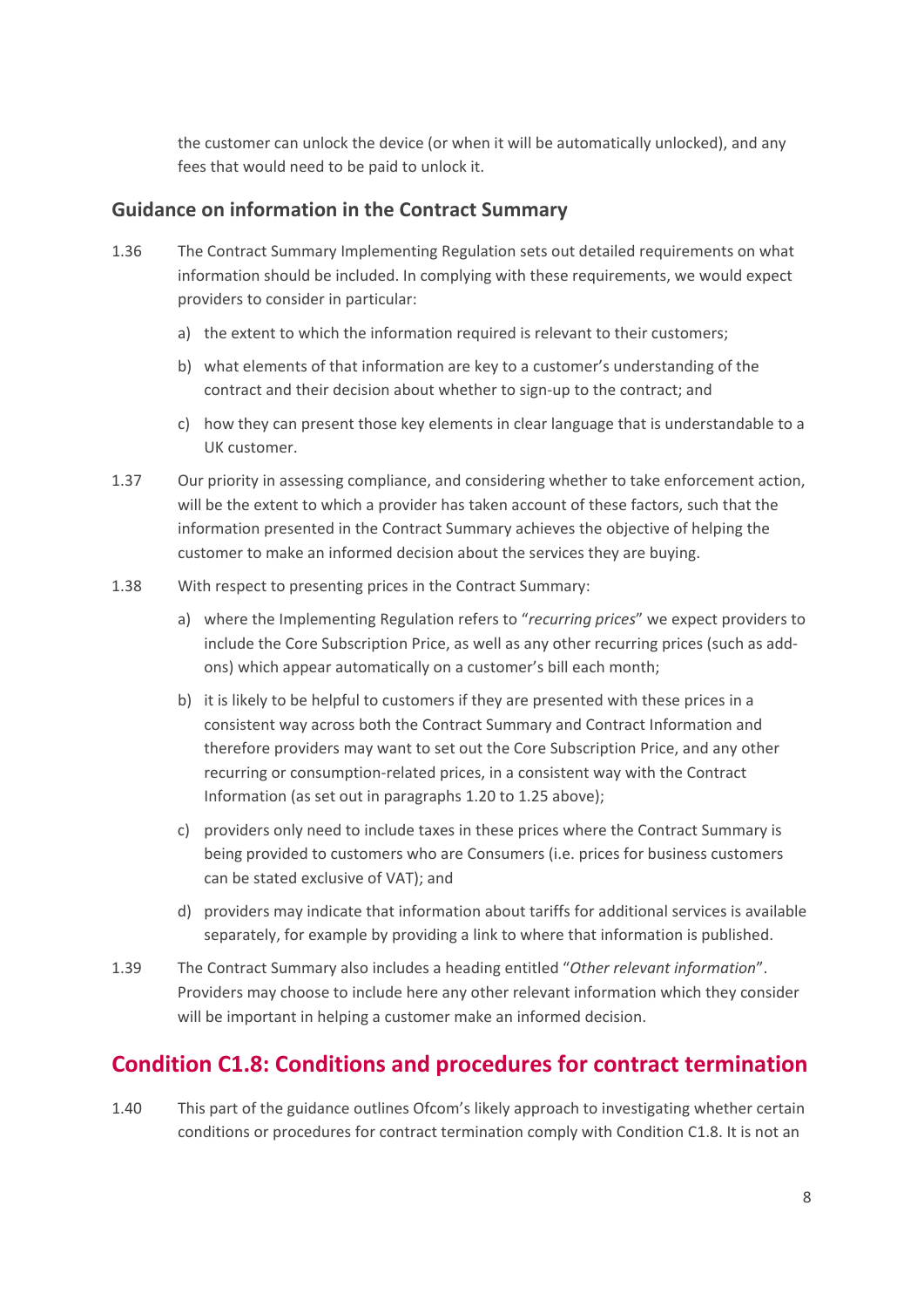the customer can unlock the device (or when it will be automatically unlocked), and any fees that would need to be paid to unlock it.

### Guidance on information in the Contract Summary

1.36 The Contract Summary Implementing Regulation sets out detailed requirements on what information should be included. In complying with these requirements, we would expect providers to consider in particular:

a) the extent to which the information required is relevant to their customers;

b) what elements of that information are key to a customer's understanding of the contract and their decision about whether to sign-up to the contract; and

c) how they can present those key elements in clear language that is understandable to a UK customer.

1.37 Our priority in assessing compliance, and considering whether to take enforcement action, will be the extent to which a provider has taken account of these factors, such that the information presented in the Contract Summary achieves the objective of helping the customer to make an informed decision about the services they are buying.

1.38 With respect to presenting prices in the Contract Summary:

a) where the Implementing Regulation refers to "*recurring prices*" we expect providers to include the Core Subscription Price, as well as any other recurring prices (such as add-ons) which appear automatically on a customer's bill each month;

b) it is likely to be helpful to customers if they are presented with these prices in a consistent way across both the Contract Summary and Contract Information and therefore providers may want to set out the Core Subscription Price, and any other recurring or consumption-related prices, in a consistent way with the Contract Information (as set out in paragraphs 1.20 to 1.25 above);

c) providers only need to include taxes in these prices where the Contract Summary is being provided to customers who are Consumers (i.e. prices for business customers can be stated exclusive of VAT); and

d) providers may indicate that information about tariffs for additional services is available separately, for example by providing a link to where that information is published.

1.39 The Contract Summary also includes a heading entitled "*Other relevant information*". Providers may choose to include here any other relevant information which they consider will be important in helping a customer make an informed decision.

## Condition C1.8: Conditions and procedures for contract termination

1.40 This part of the guidance outlines Ofcom's likely approach to investigating whether certain conditions or procedures for contract termination comply with Condition C1.8. It is not an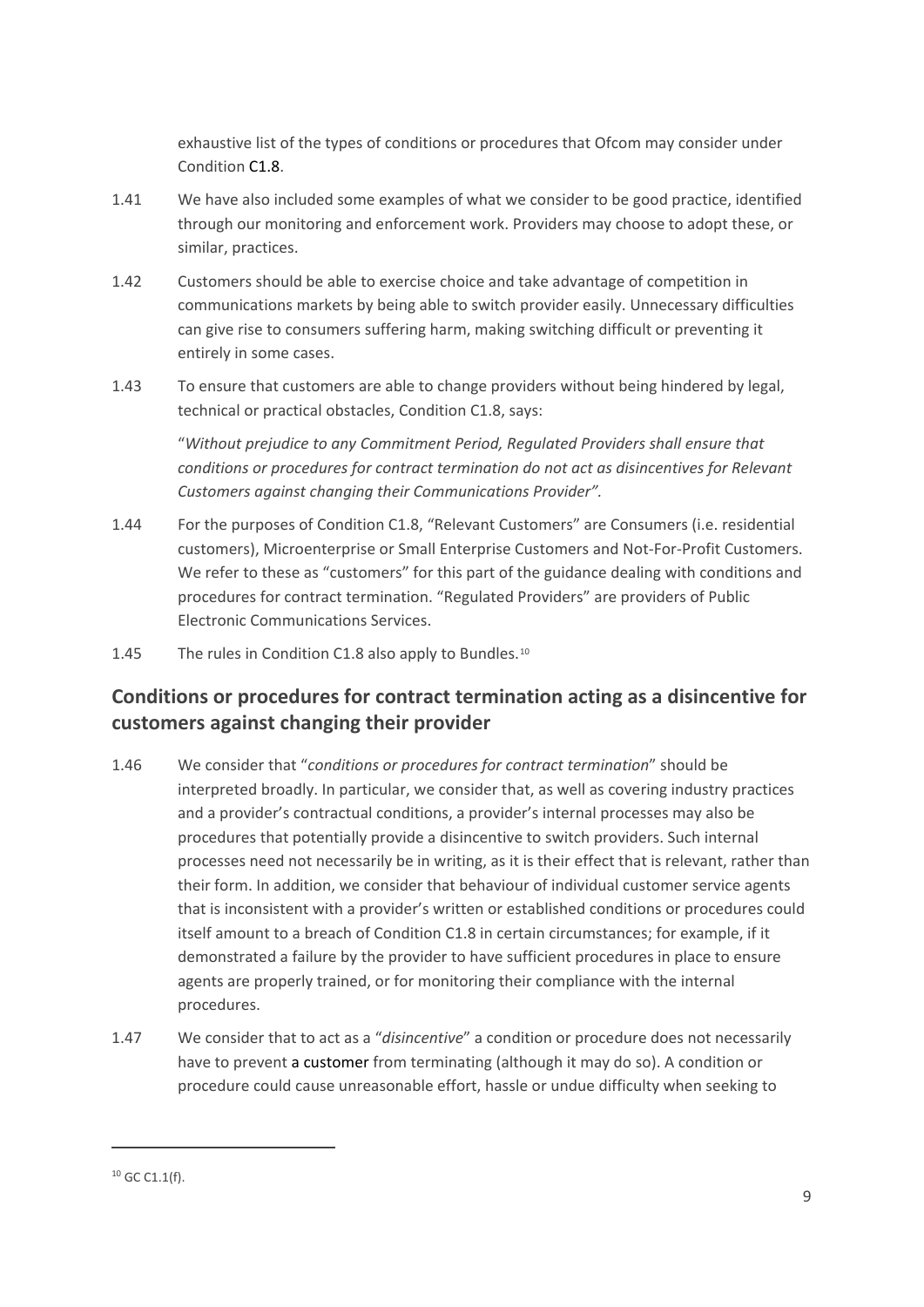exhaustive list of the types of conditions or procedures that Ofcom may consider under Condition C1.8.

1.41 We have also included some examples of what we consider to be good practice, identified through our monitoring and enforcement work. Providers may choose to adopt these, or similar, practices.

1.42 Customers should be able to exercise choice and take advantage of competition in communications markets by being able to switch provider easily. Unnecessary difficulties can give rise to consumers suffering harm, making switching difficult or preventing it entirely in some cases.

1.43 To ensure that customers are able to change providers without being hindered by legal, technical or practical obstacles, Condition C1.8, says:

> "*Without prejudice to any Commitment Period, Regulated Providers shall ensure that conditions or procedures for contract termination do not act as disincentives for Relevant Customers against changing their Communications Provider".*

1.44 For the purposes of Condition C1.8, "Relevant Customers" are Consumers (i.e. residential customers), Microenterprise or Small Enterprise Customers and Not-For-Profit Customers. We refer to these as "customers" for this part of the guidance dealing with conditions and procedures for contract termination. "Regulated Providers" are providers of Public Electronic Communications Services.

1.45 The rules in Condition C1.8 also apply to Bundles.[10]

## Conditions or procedures for contract termination acting as a disincentive for customers against changing their provider

1.46 We consider that "*conditions or procedures for contract termination*" should be interpreted broadly. In particular, we consider that, as well as covering industry practices and a provider's contractual conditions, a provider's internal processes may also be procedures that potentially provide a disincentive to switch providers. Such internal processes need not necessarily be in writing, as it is their effect that is relevant, rather than their form. In addition, we consider that behaviour of individual customer service agents that is inconsistent with a provider's written or established conditions or procedures could itself amount to a breach of Condition C1.8 in certain circumstances; for example, if it demonstrated a failure by the provider to have sufficient procedures in place to ensure agents are properly trained, or for monitoring their compliance with the internal procedures.

1.47 We consider that to act as a "*disincentive*" a condition or procedure does not necessarily have to prevent a customer from terminating (although it may do so). A condition or procedure could cause unreasonable effort, hassle or undue difficulty when seeking to

[10] GC C1.1(f).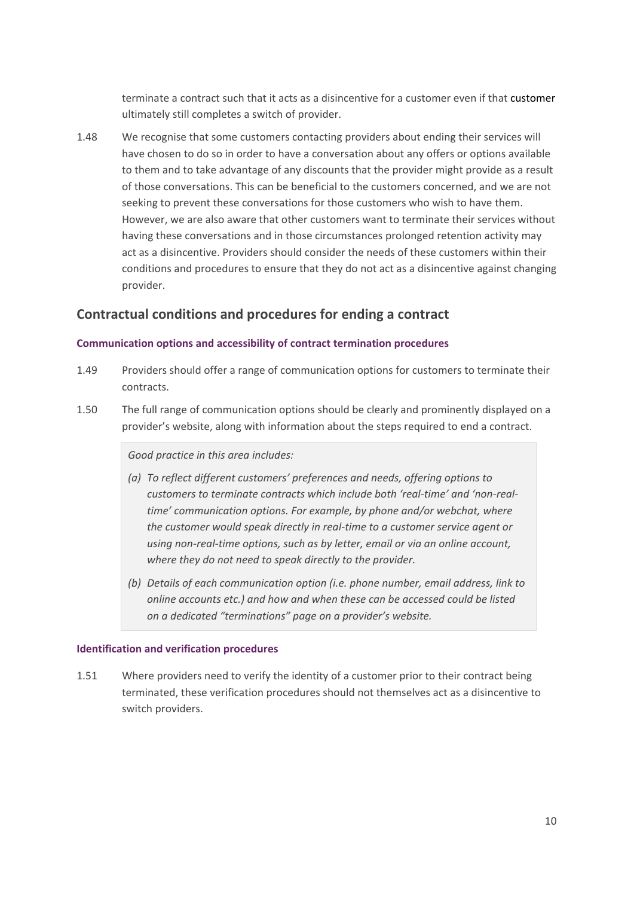terminate a contract such that it acts as a disincentive for a customer even if that customer ultimately still completes a switch of provider.

1.48 We recognise that some customers contacting providers about ending their services will have chosen to do so in order to have a conversation about any offers or options available to them and to take advantage of any discounts that the provider might provide as a result of those conversations. This can be beneficial to the customers concerned, and we are not seeking to prevent these conversations for those customers who wish to have them. However, we are also aware that other customers want to terminate their services without having these conversations and in those circumstances prolonged retention activity may act as a disincentive. Providers should consider the needs of these customers within their conditions and procedures to ensure that they do not act as a disincentive against changing provider.

## Contractual conditions and procedures for ending a contract

### Communication options and accessibility of contract termination procedures

1.49 Providers should offer a range of communication options for customers to terminate their contracts.

1.50 The full range of communication options should be clearly and prominently displayed on a provider's website, along with information about the steps required to end a contract.

> *Good practice in this area includes:*
>
> *(a) To reflect different customers' preferences and needs, offering options to customers to terminate contracts which include both 'real-time' and 'non-real-time' communication options. For example, by phone and/or webchat, where the customer would speak directly in real-time to a customer service agent or using non-real-time options, such as by letter, email or via an online account, where they do not need to speak directly to the provider.*
>
> *(b) Details of each communication option (i.e. phone number, email address, link to online accounts etc.) and how and when these can be accessed could be listed on a dedicated "terminations" page on a provider's website.*

### Identification and verification procedures

1.51 Where providers need to verify the identity of a customer prior to their contract being terminated, these verification procedures should not themselves act as a disincentive to switch providers.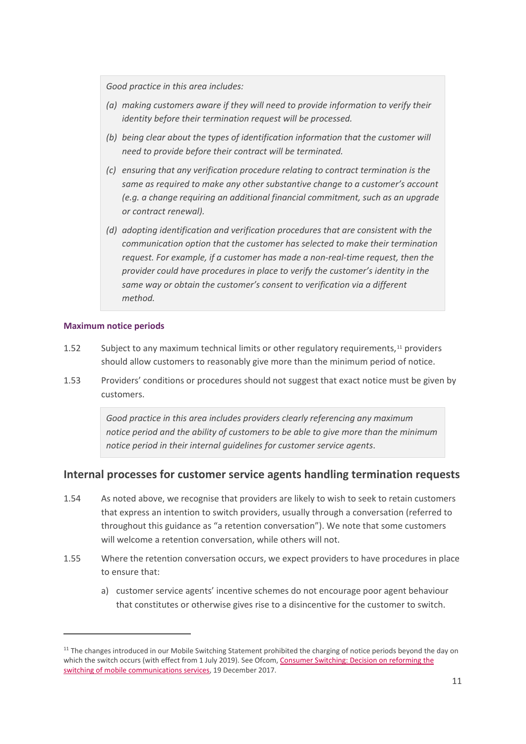*Good practice in this area includes:*

*(a) making customers aware if they will need to provide information to verify their identity before their termination request will be processed.*

*(b) being clear about the types of identification information that the customer will need to provide before their contract will be terminated.*

*(c) ensuring that any verification procedure relating to contract termination is the same as required to make any other substantive change to a customer's account (e.g. a change requiring an additional financial commitment, such as an upgrade or contract renewal).*

*(d) adopting identification and verification procedures that are consistent with the communication option that the customer has selected to make their termination request. For example, if a customer has made a non-real-time request, then the provider could have procedures in place to verify the customer's identity in the same way or obtain the customer's consent to verification via a different method.*

#### Maximum notice periods

1.52 Subject to any maximum technical limits or other regulatory requirements,[11] providers should allow customers to reasonably give more than the minimum period of notice.

1.53 Providers' conditions or procedures should not suggest that exact notice must be given by customers.

*Good practice in this area includes providers clearly referencing any maximum notice period and the ability of customers to be able to give more than the minimum notice period in their internal guidelines for customer service agents.*

## Internal processes for customer service agents handling termination requests

1.54 As noted above, we recognise that providers are likely to wish to seek to retain customers that express an intention to switch providers, usually through a conversation (referred to throughout this guidance as "a retention conversation"). We note that some customers will welcome a retention conversation, while others will not.

1.55 Where the retention conversation occurs, we expect providers to have procedures in place to ensure that:

a) customer service agents' incentive schemes do not encourage poor agent behaviour that constitutes or otherwise gives rise to a disincentive for the customer to switch.

---

[11] The changes introduced in our Mobile Switching Statement prohibited the charging of notice periods beyond the day on which the switch occurs (with effect from 1 July 2019). See Ofcom, Consumer Switching: Decision on reforming the switching of mobile communications services, 19 December 2017.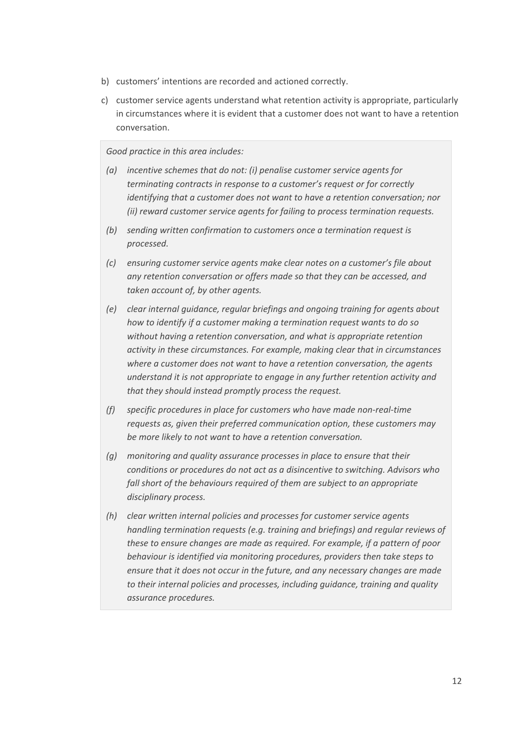b) customers' intentions are recorded and actioned correctly.

c) customer service agents understand what retention activity is appropriate, particularly in circumstances where it is evident that a customer does not want to have a retention conversation.

> *Good practice in this area includes:*
>
> *(a) incentive schemes that do not: (i) penalise customer service agents for terminating contracts in response to a customer's request or for correctly identifying that a customer does not want to have a retention conversation; nor (ii) reward customer service agents for failing to process termination requests.*
>
> *(b) sending written confirmation to customers once a termination request is processed.*
>
> *(c) ensuring customer service agents make clear notes on a customer's file about any retention conversation or offers made so that they can be accessed, and taken account of, by other agents.*
>
> *(e) clear internal guidance, regular briefings and ongoing training for agents about how to identify if a customer making a termination request wants to do so without having a retention conversation, and what is appropriate retention activity in these circumstances. For example, making clear that in circumstances where a customer does not want to have a retention conversation, the agents understand it is not appropriate to engage in any further retention activity and that they should instead promptly process the request.*
>
> *(f) specific procedures in place for customers who have made non-real-time requests as, given their preferred communication option, these customers may be more likely to not want to have a retention conversation.*
>
> *(g) monitoring and quality assurance processes in place to ensure that their conditions or procedures do not act as a disincentive to switching. Advisors who fall short of the behaviours required of them are subject to an appropriate disciplinary process.*
>
> *(h) clear written internal policies and processes for customer service agents handling termination requests (e.g. training and briefings) and regular reviews of these to ensure changes are made as required. For example, if a pattern of poor behaviour is identified via monitoring procedures, providers then take steps to ensure that it does not occur in the future, and any necessary changes are made to their internal policies and processes, including guidance, training and quality assurance procedures.*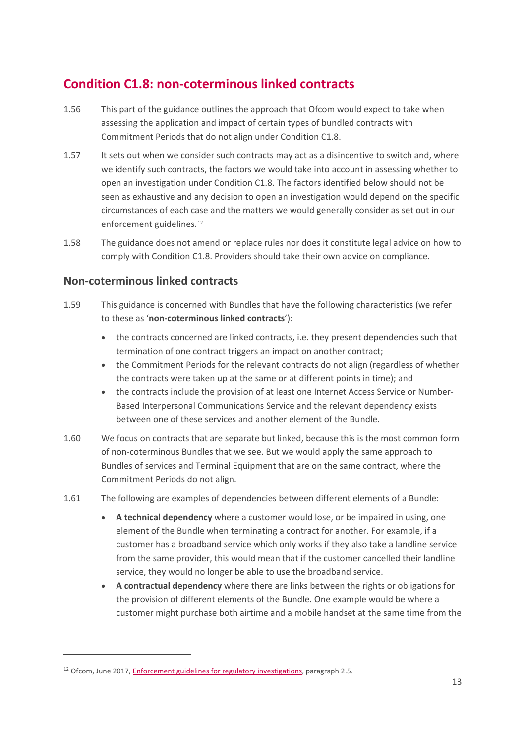## Condition C1.8: non-coterminous linked contracts

1.56 This part of the guidance outlines the approach that Ofcom would expect to take when assessing the application and impact of certain types of bundled contracts with Commitment Periods that do not align under Condition C1.8.

1.57 It sets out when we consider such contracts may act as a disincentive to switch and, where we identify such contracts, the factors we would take into account in assessing whether to open an investigation under Condition C1.8. The factors identified below should not be seen as exhaustive and any decision to open an investigation would depend on the specific circumstances of each case and the matters we would generally consider as set out in our enforcement guidelines.[12]

1.58 The guidance does not amend or replace rules nor does it constitute legal advice on how to comply with Condition C1.8. Providers should take their own advice on compliance.

### Non-coterminous linked contracts

1.59 This guidance is concerned with Bundles that have the following characteristics (we refer to these as '**non-coterminous linked contracts**'):

- the contracts concerned are linked contracts, i.e. they present dependencies such that termination of one contract triggers an impact on another contract;
- the Commitment Periods for the relevant contracts do not align (regardless of whether the contracts were taken up at the same or at different points in time); and
- the contracts include the provision of at least one Internet Access Service or Number-Based Interpersonal Communications Service and the relevant dependency exists between one of these services and another element of the Bundle.

1.60 We focus on contracts that are separate but linked, because this is the most common form of non-coterminous Bundles that we see. But we would apply the same approach to Bundles of services and Terminal Equipment that are on the same contract, where the Commitment Periods do not align.

1.61 The following are examples of dependencies between different elements of a Bundle:

- **A technical dependency** where a customer would lose, or be impaired in using, one element of the Bundle when terminating a contract for another. For example, if a customer has a broadband service which only works if they also take a landline service from the same provider, this would mean that if the customer cancelled their landline service, they would no longer be able to use the broadband service.
- **A contractual dependency** where there are links between the rights or obligations for the provision of different elements of the Bundle. One example would be where a customer might purchase both airtime and a mobile handset at the same time from the

[12] Ofcom, June 2017, Enforcement guidelines for regulatory investigations, paragraph 2.5.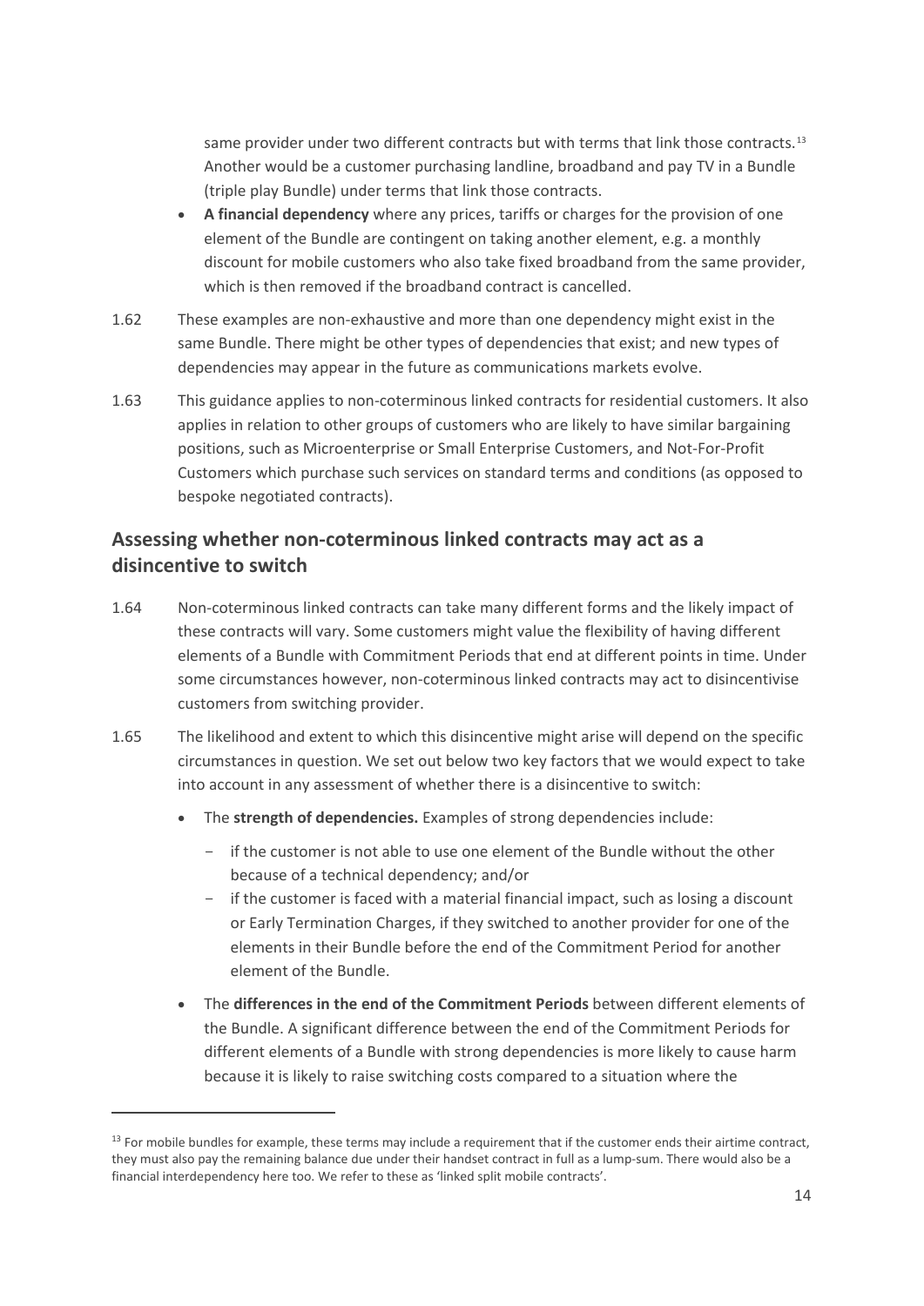same provider under two different contracts but with terms that link those contracts.[13] Another would be a customer purchasing landline, broadband and pay TV in a Bundle (triple play Bundle) under terms that link those contracts.

- **A financial dependency** where any prices, tariffs or charges for the provision of one element of the Bundle are contingent on taking another element, e.g. a monthly discount for mobile customers who also take fixed broadband from the same provider, which is then removed if the broadband contract is cancelled.

1.62 These examples are non-exhaustive and more than one dependency might exist in the same Bundle. There might be other types of dependencies that exist; and new types of dependencies may appear in the future as communications markets evolve.

1.63 This guidance applies to non-coterminous linked contracts for residential customers. It also applies in relation to other groups of customers who are likely to have similar bargaining positions, such as Microenterprise or Small Enterprise Customers, and Not-For-Profit Customers which purchase such services on standard terms and conditions (as opposed to bespoke negotiated contracts).

## Assessing whether non-coterminous linked contracts may act as a disincentive to switch

1.64 Non-coterminous linked contracts can take many different forms and the likely impact of these contracts will vary. Some customers might value the flexibility of having different elements of a Bundle with Commitment Periods that end at different points in time. Under some circumstances however, non-coterminous linked contracts may act to disincentivise customers from switching provider.

1.65 The likelihood and extent to which this disincentive might arise will depend on the specific circumstances in question. We set out below two key factors that we would expect to take into account in any assessment of whether there is a disincentive to switch:

- The **strength of dependencies.** Examples of strong dependencies include:
  - if the customer is not able to use one element of the Bundle without the other because of a technical dependency; and/or
  - if the customer is faced with a material financial impact, such as losing a discount or Early Termination Charges, if they switched to another provider for one of the elements in their Bundle before the end of the Commitment Period for another element of the Bundle.
- The **differences in the end of the Commitment Periods** between different elements of the Bundle. A significant difference between the end of the Commitment Periods for different elements of a Bundle with strong dependencies is more likely to cause harm because it is likely to raise switching costs compared to a situation where the

[13] For mobile bundles for example, these terms may include a requirement that if the customer ends their airtime contract, they must also pay the remaining balance due under their handset contract in full as a lump-sum. There would also be a financial interdependency here too. We refer to these as 'linked split mobile contracts'.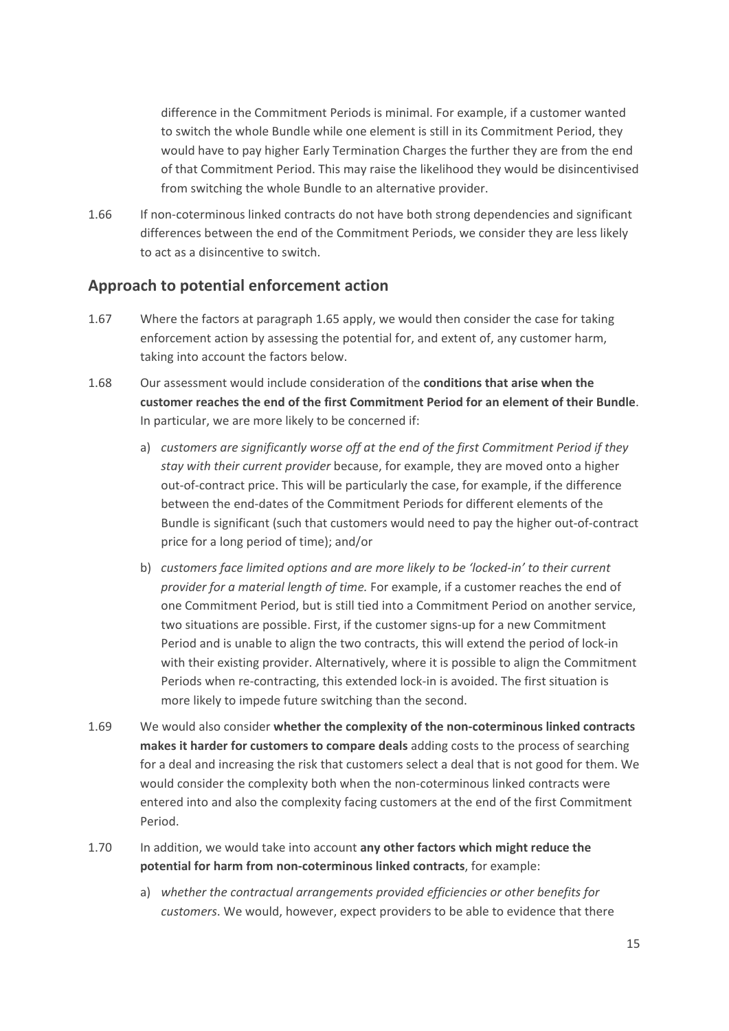difference in the Commitment Periods is minimal. For example, if a customer wanted to switch the whole Bundle while one element is still in its Commitment Period, they would have to pay higher Early Termination Charges the further they are from the end of that Commitment Period. This may raise the likelihood they would be disincentivised from switching the whole Bundle to an alternative provider.

1.66 If non-coterminous linked contracts do not have both strong dependencies and significant differences between the end of the Commitment Periods, we consider they are less likely to act as a disincentive to switch.

## Approach to potential enforcement action

1.67 Where the factors at paragraph 1.65 apply, we would then consider the case for taking enforcement action by assessing the potential for, and extent of, any customer harm, taking into account the factors below.

1.68 Our assessment would include consideration of the **conditions that arise when the customer reaches the end of the first Commitment Period for an element of their Bundle**. In particular, we are more likely to be concerned if:

a) *customers are significantly worse off at the end of the first Commitment Period if they stay with their current provider* because, for example, they are moved onto a higher out-of-contract price. This will be particularly the case, for example, if the difference between the end-dates of the Commitment Periods for different elements of the Bundle is significant (such that customers would need to pay the higher out-of-contract price for a long period of time); and/or

b) *customers face limited options and are more likely to be 'locked-in' to their current provider for a material length of time.* For example, if a customer reaches the end of one Commitment Period, but is still tied into a Commitment Period on another service, two situations are possible. First, if the customer signs-up for a new Commitment Period and is unable to align the two contracts, this will extend the period of lock-in with their existing provider. Alternatively, where it is possible to align the Commitment Periods when re-contracting, this extended lock-in is avoided. The first situation is more likely to impede future switching than the second.

1.69 We would also consider **whether the complexity of the non-coterminous linked contracts makes it harder for customers to compare deals** adding costs to the process of searching for a deal and increasing the risk that customers select a deal that is not good for them. We would consider the complexity both when the non-coterminous linked contracts were entered into and also the complexity facing customers at the end of the first Commitment Period.

1.70 In addition, we would take into account **any other factors which might reduce the potential for harm from non-coterminous linked contracts**, for example:

a) *whether the contractual arrangements provided efficiencies or other benefits for customers*. We would, however, expect providers to be able to evidence that there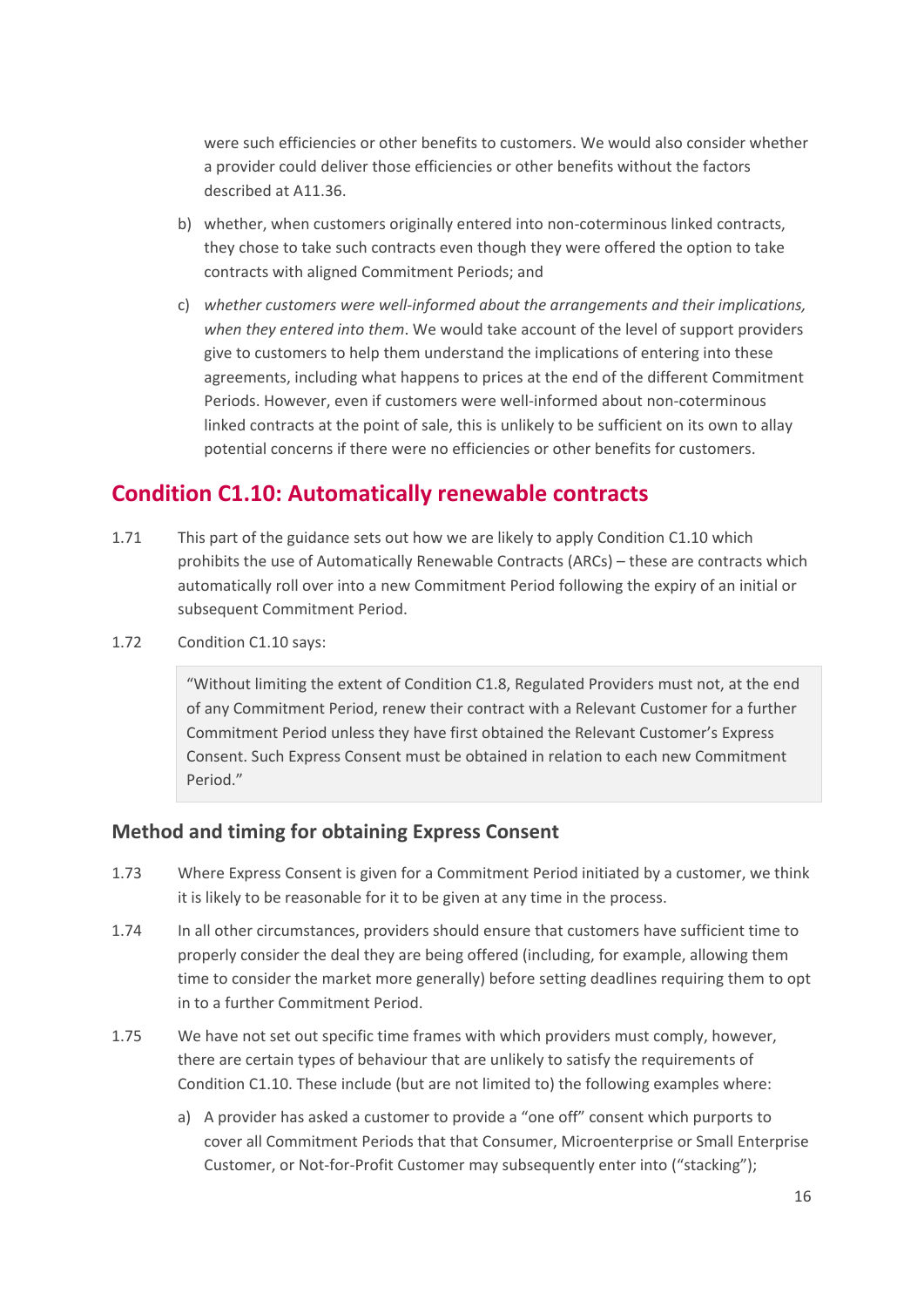were such efficiencies or other benefits to customers. We would also consider whether a provider could deliver those efficiencies or other benefits without the factors described at A11.36.

b) whether, when customers originally entered into non-coterminous linked contracts, they chose to take such contracts even though they were offered the option to take contracts with aligned Commitment Periods; and

c) *whether customers were well-informed about the arrangements and their implications, when they entered into them*. We would take account of the level of support providers give to customers to help them understand the implications of entering into these agreements, including what happens to prices at the end of the different Commitment Periods. However, even if customers were well-informed about non-coterminous linked contracts at the point of sale, this is unlikely to be sufficient on its own to allay potential concerns if there were no efficiencies or other benefits for customers.

## Condition C1.10: Automatically renewable contracts

1.71 This part of the guidance sets out how we are likely to apply Condition C1.10 which prohibits the use of Automatically Renewable Contracts (ARCs) – these are contracts which automatically roll over into a new Commitment Period following the expiry of an initial or subsequent Commitment Period.

1.72 Condition C1.10 says:

> "Without limiting the extent of Condition C1.8, Regulated Providers must not, at the end of any Commitment Period, renew their contract with a Relevant Customer for a further Commitment Period unless they have first obtained the Relevant Customer's Express Consent. Such Express Consent must be obtained in relation to each new Commitment Period."

### Method and timing for obtaining Express Consent

1.73 Where Express Consent is given for a Commitment Period initiated by a customer, we think it is likely to be reasonable for it to be given at any time in the process.

1.74 In all other circumstances, providers should ensure that customers have sufficient time to properly consider the deal they are being offered (including, for example, allowing them time to consider the market more generally) before setting deadlines requiring them to opt in to a further Commitment Period.

1.75 We have not set out specific time frames with which providers must comply, however, there are certain types of behaviour that are unlikely to satisfy the requirements of Condition C1.10. These include (but are not limited to) the following examples where:

a) A provider has asked a customer to provide a "one off" consent which purports to cover all Commitment Periods that that Consumer, Microenterprise or Small Enterprise Customer, or Not-for-Profit Customer may subsequently enter into ("stacking");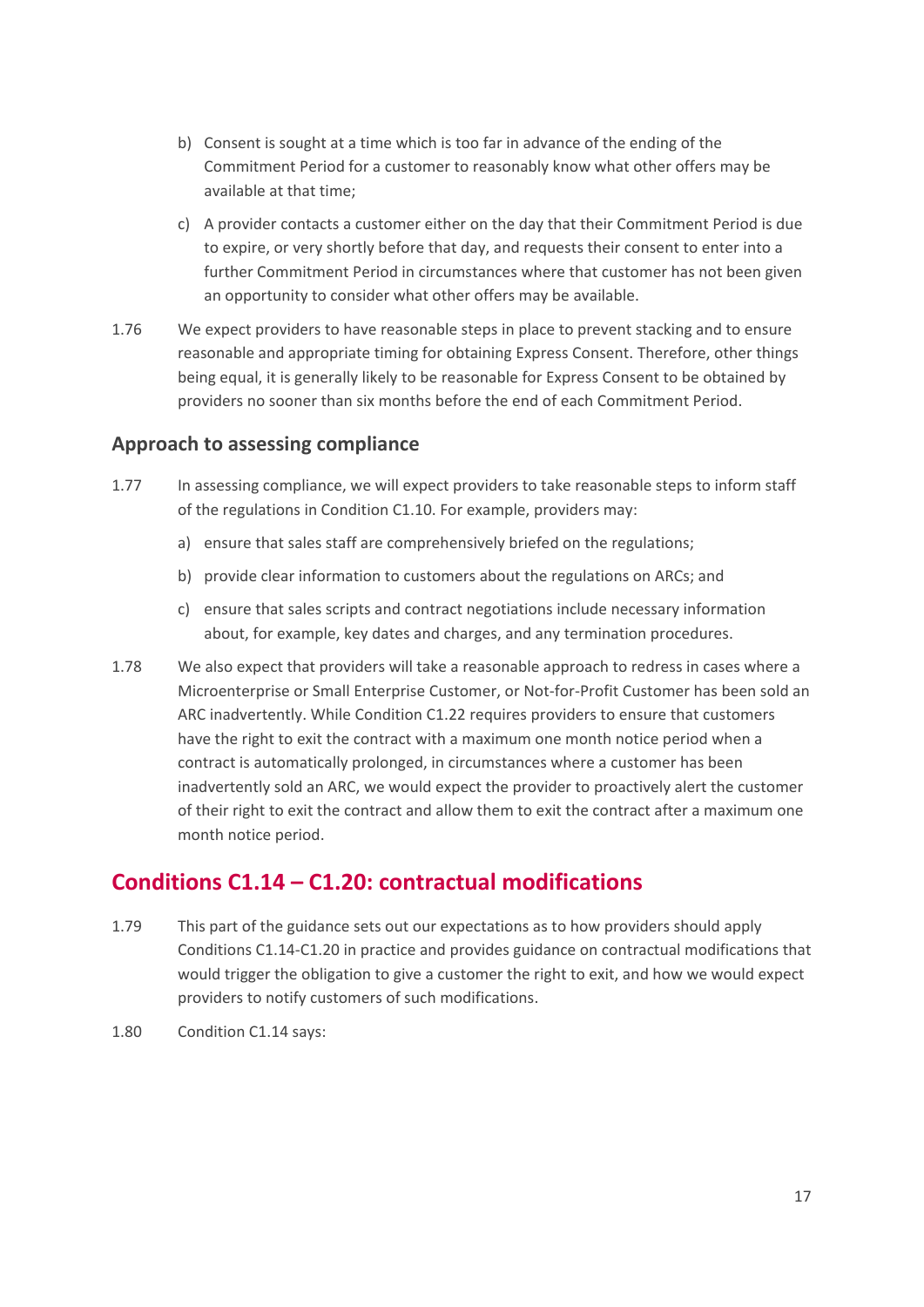b) Consent is sought at a time which is too far in advance of the ending of the Commitment Period for a customer to reasonably know what other offers may be available at that time;

c) A provider contacts a customer either on the day that their Commitment Period is due to expire, or very shortly before that day, and requests their consent to enter into a further Commitment Period in circumstances where that customer has not been given an opportunity to consider what other offers may be available.

1.76 We expect providers to have reasonable steps in place to prevent stacking and to ensure reasonable and appropriate timing for obtaining Express Consent. Therefore, other things being equal, it is generally likely to be reasonable for Express Consent to be obtained by providers no sooner than six months before the end of each Commitment Period.

### Approach to assessing compliance

1.77 In assessing compliance, we will expect providers to take reasonable steps to inform staff of the regulations in Condition C1.10. For example, providers may:

a) ensure that sales staff are comprehensively briefed on the regulations;

b) provide clear information to customers about the regulations on ARCs; and

c) ensure that sales scripts and contract negotiations include necessary information about, for example, key dates and charges, and any termination procedures.

1.78 We also expect that providers will take a reasonable approach to redress in cases where a Microenterprise or Small Enterprise Customer, or Not-for-Profit Customer has been sold an ARC inadvertently. While Condition C1.22 requires providers to ensure that customers have the right to exit the contract with a maximum one month notice period when a contract is automatically prolonged, in circumstances where a customer has been inadvertently sold an ARC, we would expect the provider to proactively alert the customer of their right to exit the contract and allow them to exit the contract after a maximum one month notice period.

## Conditions C1.14 – C1.20: contractual modifications

1.79 This part of the guidance sets out our expectations as to how providers should apply Conditions C1.14-C1.20 in practice and provides guidance on contractual modifications that would trigger the obligation to give a customer the right to exit, and how we would expect providers to notify customers of such modifications.

1.80 Condition C1.14 says: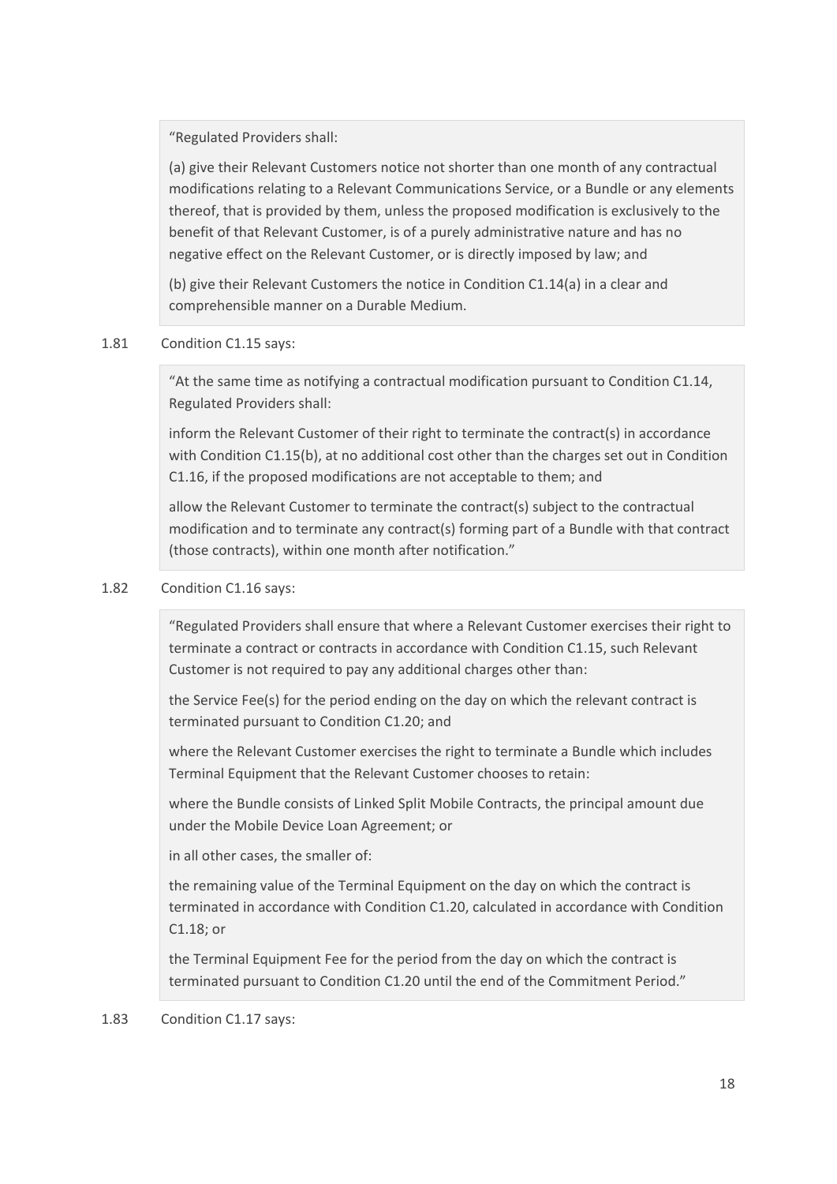> "Regulated Providers shall:
>
> (a) give their Relevant Customers notice not shorter than one month of any contractual modifications relating to a Relevant Communications Service, or a Bundle or any elements thereof, that is provided by them, unless the proposed modification is exclusively to the benefit of that Relevant Customer, is of a purely administrative nature and has no negative effect on the Relevant Customer, or is directly imposed by law; and
>
> (b) give their Relevant Customers the notice in Condition C1.14(a) in a clear and comprehensible manner on a Durable Medium.

1.81 Condition C1.15 says:

> "At the same time as notifying a contractual modification pursuant to Condition C1.14, Regulated Providers shall:
>
> inform the Relevant Customer of their right to terminate the contract(s) in accordance with Condition C1.15(b), at no additional cost other than the charges set out in Condition C1.16, if the proposed modifications are not acceptable to them; and
>
> allow the Relevant Customer to terminate the contract(s) subject to the contractual modification and to terminate any contract(s) forming part of a Bundle with that contract (those contracts), within one month after notification."

1.82 Condition C1.16 says:

> "Regulated Providers shall ensure that where a Relevant Customer exercises their right to terminate a contract or contracts in accordance with Condition C1.15, such Relevant Customer is not required to pay any additional charges other than:
>
> the Service Fee(s) for the period ending on the day on which the relevant contract is terminated pursuant to Condition C1.20; and
>
> where the Relevant Customer exercises the right to terminate a Bundle which includes Terminal Equipment that the Relevant Customer chooses to retain:
>
> where the Bundle consists of Linked Split Mobile Contracts, the principal amount due under the Mobile Device Loan Agreement; or
>
> in all other cases, the smaller of:
>
> the remaining value of the Terminal Equipment on the day on which the contract is terminated in accordance with Condition C1.20, calculated in accordance with Condition C1.18; or
>
> the Terminal Equipment Fee for the period from the day on which the contract is terminated pursuant to Condition C1.20 until the end of the Commitment Period."

1.83 Condition C1.17 says: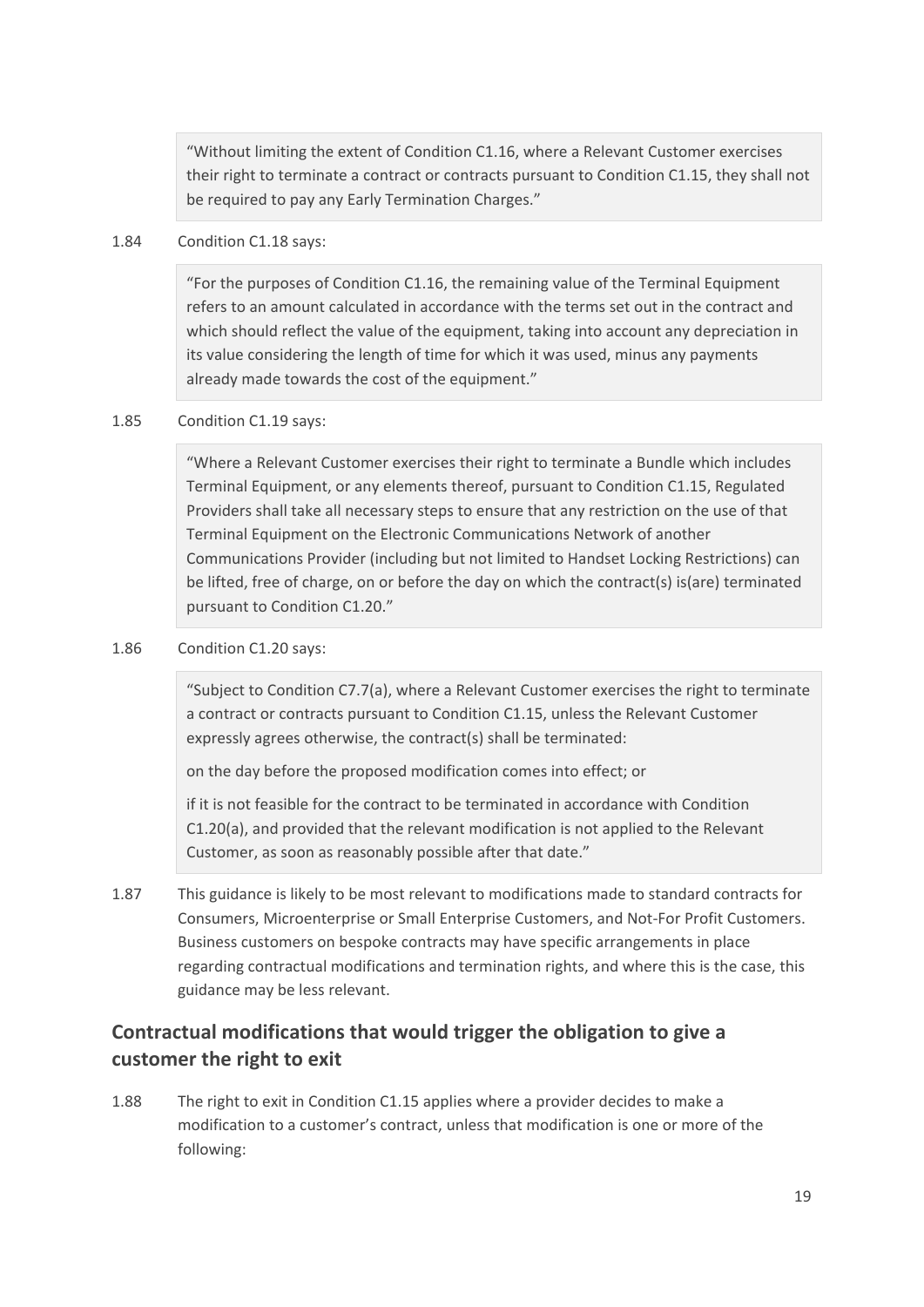> "Without limiting the extent of Condition C1.16, where a Relevant Customer exercises their right to terminate a contract or contracts pursuant to Condition C1.15, they shall not be required to pay any Early Termination Charges."

1.84 Condition C1.18 says:

> "For the purposes of Condition C1.16, the remaining value of the Terminal Equipment refers to an amount calculated in accordance with the terms set out in the contract and which should reflect the value of the equipment, taking into account any depreciation in its value considering the length of time for which it was used, minus any payments already made towards the cost of the equipment."

1.85 Condition C1.19 says:

> "Where a Relevant Customer exercises their right to terminate a Bundle which includes Terminal Equipment, or any elements thereof, pursuant to Condition C1.15, Regulated Providers shall take all necessary steps to ensure that any restriction on the use of that Terminal Equipment on the Electronic Communications Network of another Communications Provider (including but not limited to Handset Locking Restrictions) can be lifted, free of charge, on or before the day on which the contract(s) is(are) terminated pursuant to Condition C1.20."

1.86 Condition C1.20 says:

> "Subject to Condition C7.7(a), where a Relevant Customer exercises the right to terminate a contract or contracts pursuant to Condition C1.15, unless the Relevant Customer expressly agrees otherwise, the contract(s) shall be terminated:
>
> on the day before the proposed modification comes into effect; or
>
> if it is not feasible for the contract to be terminated in accordance with Condition C1.20(a), and provided that the relevant modification is not applied to the Relevant Customer, as soon as reasonably possible after that date."

1.87 This guidance is likely to be most relevant to modifications made to standard contracts for Consumers, Microenterprise or Small Enterprise Customers, and Not-For Profit Customers. Business customers on bespoke contracts may have specific arrangements in place regarding contractual modifications and termination rights, and where this is the case, this guidance may be less relevant.

## Contractual modifications that would trigger the obligation to give a customer the right to exit

1.88 The right to exit in Condition C1.15 applies where a provider decides to make a modification to a customer's contract, unless that modification is one or more of the following: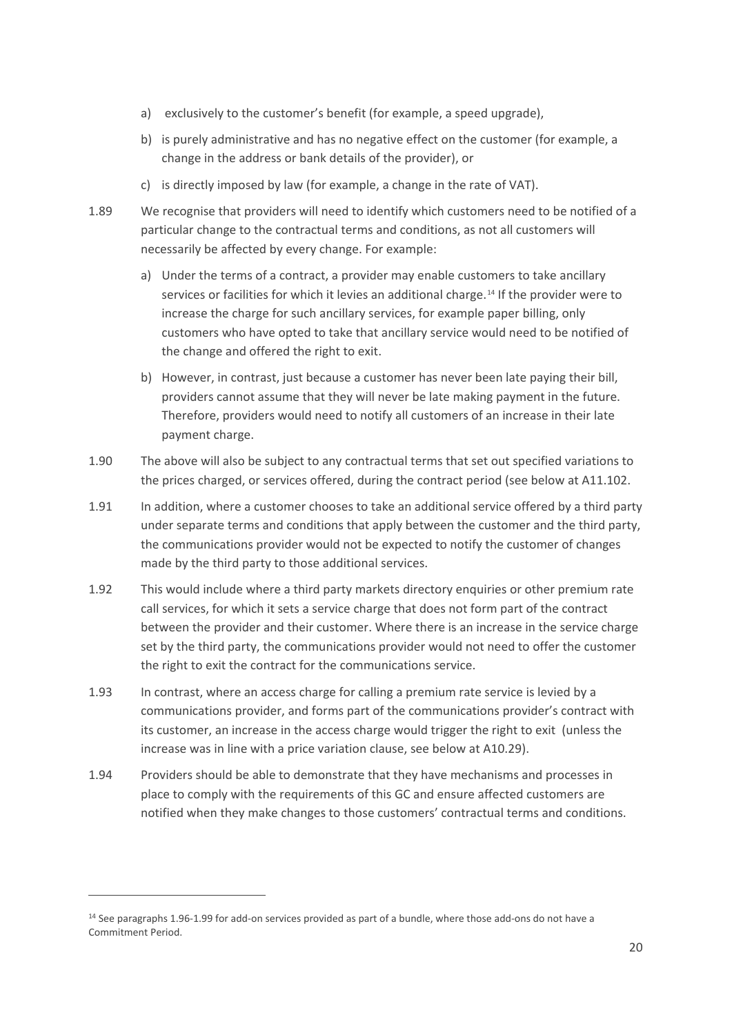a) exclusively to the customer's benefit (for example, a speed upgrade),

b) is purely administrative and has no negative effect on the customer (for example, a change in the address or bank details of the provider), or

c) is directly imposed by law (for example, a change in the rate of VAT).

1.89 We recognise that providers will need to identify which customers need to be notified of a particular change to the contractual terms and conditions, as not all customers will necessarily be affected by every change. For example:

a) Under the terms of a contract, a provider may enable customers to take ancillary services or facilities for which it levies an additional charge.[14] If the provider were to increase the charge for such ancillary services, for example paper billing, only customers who have opted to take that ancillary service would need to be notified of the change and offered the right to exit.

b) However, in contrast, just because a customer has never been late paying their bill, providers cannot assume that they will never be late making payment in the future. Therefore, providers would need to notify all customers of an increase in their late payment charge.

1.90 The above will also be subject to any contractual terms that set out specified variations to the prices charged, or services offered, during the contract period (see below at A11.102.

1.91 In addition, where a customer chooses to take an additional service offered by a third party under separate terms and conditions that apply between the customer and the third party, the communications provider would not be expected to notify the customer of changes made by the third party to those additional services.

1.92 This would include where a third party markets directory enquiries or other premium rate call services, for which it sets a service charge that does not form part of the contract between the provider and their customer. Where there is an increase in the service charge set by the third party, the communications provider would not need to offer the customer the right to exit the contract for the communications service.

1.93 In contrast, where an access charge for calling a premium rate service is levied by a communications provider, and forms part of the communications provider's contract with its customer, an increase in the access charge would trigger the right to exit (unless the increase was in line with a price variation clause, see below at A10.29).

1.94 Providers should be able to demonstrate that they have mechanisms and processes in place to comply with the requirements of this GC and ensure affected customers are notified when they make changes to those customers' contractual terms and conditions.

[14] See paragraphs 1.96-1.99 for add-on services provided as part of a bundle, where those add-ons do not have a Commitment Period.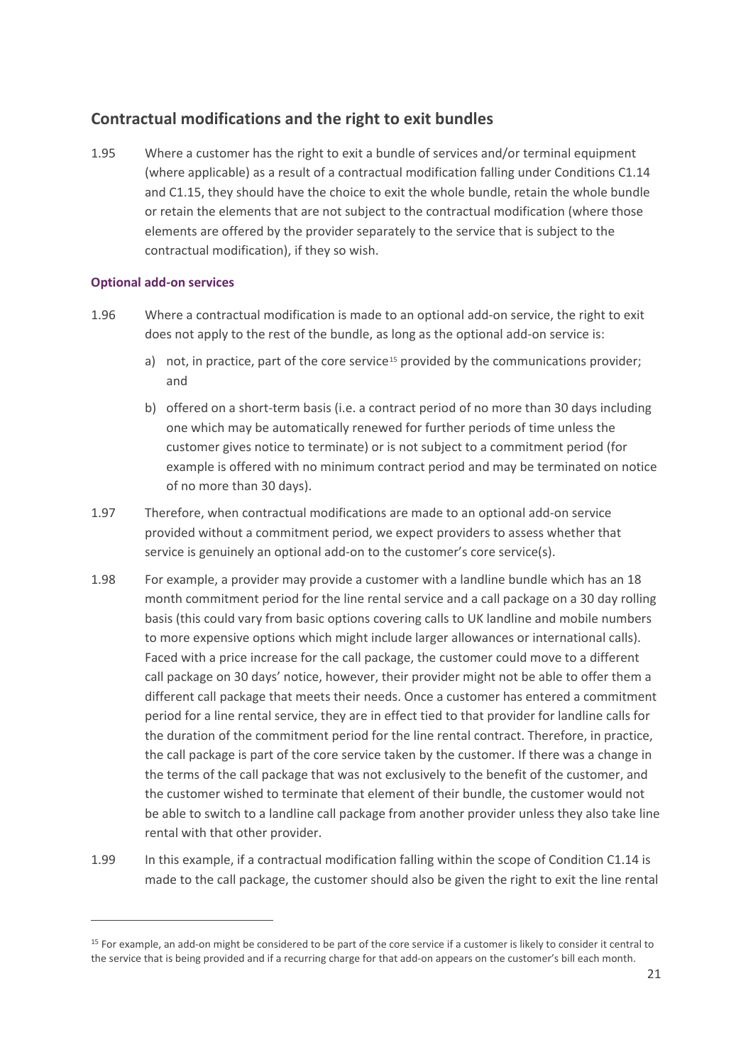## Contractual modifications and the right to exit bundles

1.95 Where a customer has the right to exit a bundle of services and/or terminal equipment (where applicable) as a result of a contractual modification falling under Conditions C1.14 and C1.15, they should have the choice to exit the whole bundle, retain the whole bundle or retain the elements that are not subject to the contractual modification (where those elements are offered by the provider separately to the service that is subject to the contractual modification), if they so wish.

### Optional add-on services

1.96 Where a contractual modification is made to an optional add-on service, the right to exit does not apply to the rest of the bundle, as long as the optional add-on service is:

a) not, in practice, part of the core service[15] provided by the communications provider; and

b) offered on a short-term basis (i.e. a contract period of no more than 30 days including one which may be automatically renewed for further periods of time unless the customer gives notice to terminate) or is not subject to a commitment period (for example is offered with no minimum contract period and may be terminated on notice of no more than 30 days).

1.97 Therefore, when contractual modifications are made to an optional add-on service provided without a commitment period, we expect providers to assess whether that service is genuinely an optional add-on to the customer's core service(s).

1.98 For example, a provider may provide a customer with a landline bundle which has an 18 month commitment period for the line rental service and a call package on a 30 day rolling basis (this could vary from basic options covering calls to UK landline and mobile numbers to more expensive options which might include larger allowances or international calls). Faced with a price increase for the call package, the customer could move to a different call package on 30 days' notice, however, their provider might not be able to offer them a different call package that meets their needs. Once a customer has entered a commitment period for a line rental service, they are in effect tied to that provider for landline calls for the duration of the commitment period for the line rental contract. Therefore, in practice, the call package is part of the core service taken by the customer. If there was a change in the terms of the call package that was not exclusively to the benefit of the customer, and the customer wished to terminate that element of their bundle, the customer would not be able to switch to a landline call package from another provider unless they also take line rental with that other provider.

1.99 In this example, if a contractual modification falling within the scope of Condition C1.14 is made to the call package, the customer should also be given the right to exit the line rental

[15] For example, an add-on might be considered to be part of the core service if a customer is likely to consider it central to the service that is being provided and if a recurring charge for that add-on appears on the customer's bill each month.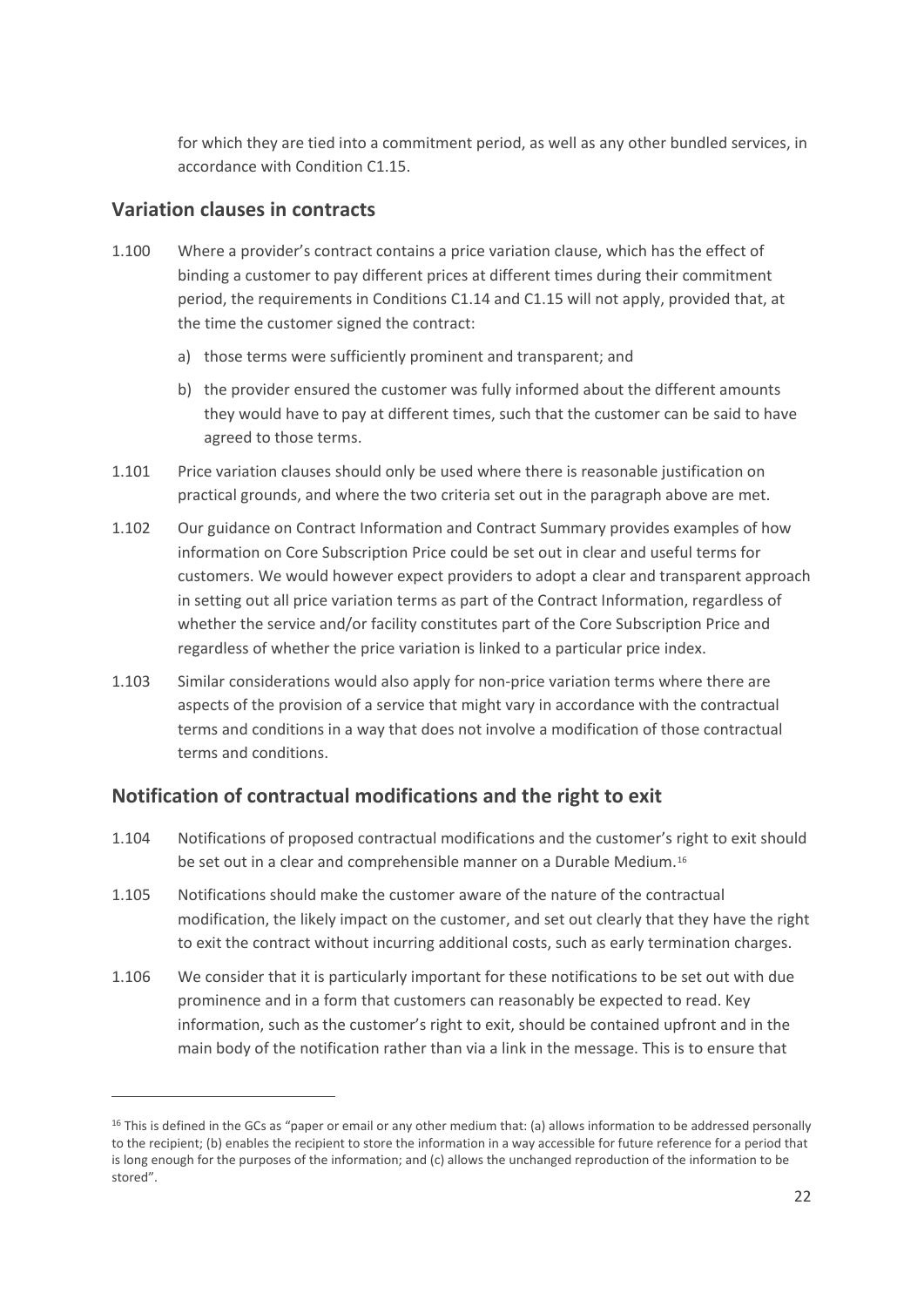for which they are tied into a commitment period, as well as any other bundled services, in accordance with Condition C1.15.

## Variation clauses in contracts

1.100 Where a provider's contract contains a price variation clause, which has the effect of binding a customer to pay different prices at different times during their commitment period, the requirements in Conditions C1.14 and C1.15 will not apply, provided that, at the time the customer signed the contract:

a) those terms were sufficiently prominent and transparent; and

b) the provider ensured the customer was fully informed about the different amounts they would have to pay at different times, such that the customer can be said to have agreed to those terms.

1.101 Price variation clauses should only be used where there is reasonable justification on practical grounds, and where the two criteria set out in the paragraph above are met.

1.102 Our guidance on Contract Information and Contract Summary provides examples of how information on Core Subscription Price could be set out in clear and useful terms for customers. We would however expect providers to adopt a clear and transparent approach in setting out all price variation terms as part of the Contract Information, regardless of whether the service and/or facility constitutes part of the Core Subscription Price and regardless of whether the price variation is linked to a particular price index.

1.103 Similar considerations would also apply for non-price variation terms where there are aspects of the provision of a service that might vary in accordance with the contractual terms and conditions in a way that does not involve a modification of those contractual terms and conditions.

## Notification of contractual modifications and the right to exit

1.104 Notifications of proposed contractual modifications and the customer's right to exit should be set out in a clear and comprehensible manner on a Durable Medium.[16]

1.105 Notifications should make the customer aware of the nature of the contractual modification, the likely impact on the customer, and set out clearly that they have the right to exit the contract without incurring additional costs, such as early termination charges.

1.106 We consider that it is particularly important for these notifications to be set out with due prominence and in a form that customers can reasonably be expected to read. Key information, such as the customer's right to exit, should be contained upfront and in the main body of the notification rather than via a link in the message. This is to ensure that

---

[16] This is defined in the GCs as "paper or email or any other medium that: (a) allows information to be addressed personally to the recipient; (b) enables the recipient to store the information in a way accessible for future reference for a period that is long enough for the purposes of the information; and (c) allows the unchanged reproduction of the information to be stored".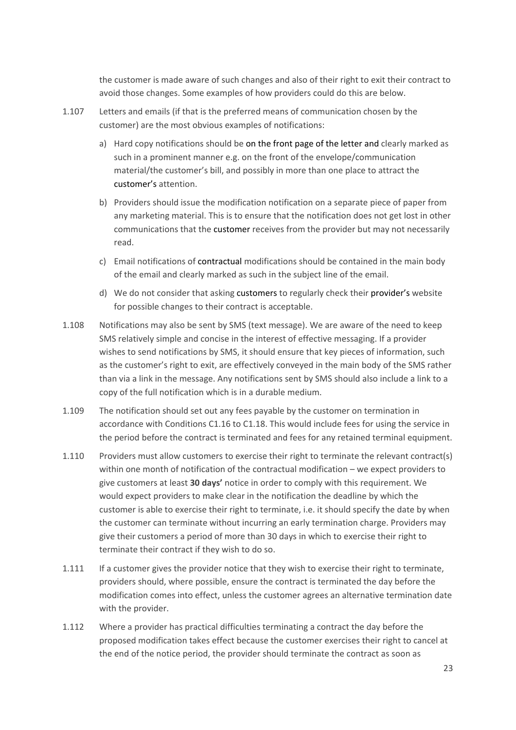the customer is made aware of such changes and also of their right to exit their contract to avoid those changes. Some examples of how providers could do this are below.

1.107 Letters and emails (if that is the preferred means of communication chosen by the customer) are the most obvious examples of notifications:

a) Hard copy notifications should be on the front page of the letter and clearly marked as such in a prominent manner e.g. on the front of the envelope/communication material/the customer's bill, and possibly in more than one place to attract the customer's attention.

b) Providers should issue the modification notification on a separate piece of paper from any marketing material. This is to ensure that the notification does not get lost in other communications that the customer receives from the provider but may not necessarily read.

c) Email notifications of contractual modifications should be contained in the main body of the email and clearly marked as such in the subject line of the email.

d) We do not consider that asking customers to regularly check their provider's website for possible changes to their contract is acceptable.

1.108 Notifications may also be sent by SMS (text message). We are aware of the need to keep SMS relatively simple and concise in the interest of effective messaging. If a provider wishes to send notifications by SMS, it should ensure that key pieces of information, such as the customer's right to exit, are effectively conveyed in the main body of the SMS rather than via a link in the message. Any notifications sent by SMS should also include a link to a copy of the full notification which is in a durable medium.

1.109 The notification should set out any fees payable by the customer on termination in accordance with Conditions C1.16 to C1.18. This would include fees for using the service in the period before the contract is terminated and fees for any retained terminal equipment.

1.110 Providers must allow customers to exercise their right to terminate the relevant contract(s) within one month of notification of the contractual modification – we expect providers to give customers at least **30 days'** notice in order to comply with this requirement. We would expect providers to make clear in the notification the deadline by which the customer is able to exercise their right to terminate, i.e. it should specify the date by when the customer can terminate without incurring an early termination charge. Providers may give their customers a period of more than 30 days in which to exercise their right to terminate their contract if they wish to do so.

1.111 If a customer gives the provider notice that they wish to exercise their right to terminate, providers should, where possible, ensure the contract is terminated the day before the modification comes into effect, unless the customer agrees an alternative termination date with the provider.

1.112 Where a provider has practical difficulties terminating a contract the day before the proposed modification takes effect because the customer exercises their right to cancel at the end of the notice period, the provider should terminate the contract as soon as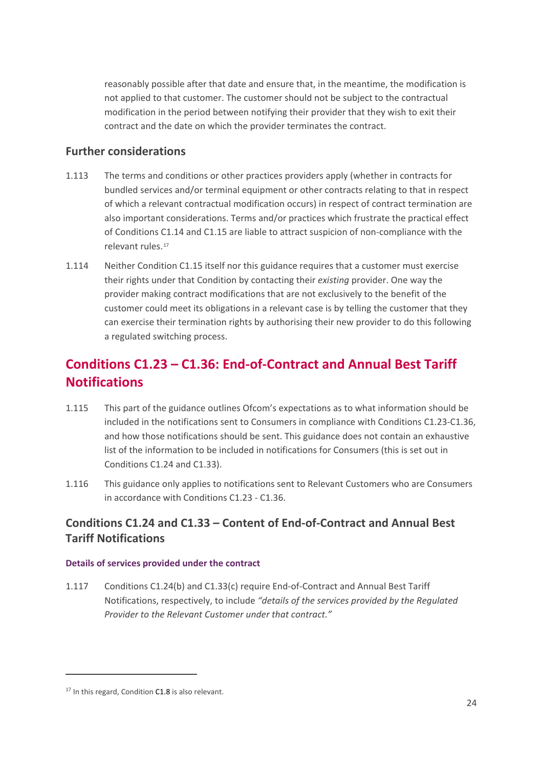reasonably possible after that date and ensure that, in the meantime, the modification is not applied to that customer. The customer should not be subject to the contractual modification in the period between notifying their provider that they wish to exit their contract and the date on which the provider terminates the contract.

### Further considerations

1.113 The terms and conditions or other practices providers apply (whether in contracts for bundled services and/or terminal equipment or other contracts relating to that in respect of which a relevant contractual modification occurs) in respect of contract termination are also important considerations. Terms and/or practices which frustrate the practical effect of Conditions C1.14 and C1.15 are liable to attract suspicion of non-compliance with the relevant rules.[17]

1.114 Neither Condition C1.15 itself nor this guidance requires that a customer must exercise their rights under that Condition by contacting their *existing* provider. One way the provider making contract modifications that are not exclusively to the benefit of the customer could meet its obligations in a relevant case is by telling the customer that they can exercise their termination rights by authorising their new provider to do this following a regulated switching process.

## Conditions C1.23 – C1.36: End-of-Contract and Annual Best Tariff Notifications

1.115 This part of the guidance outlines Ofcom's expectations as to what information should be included in the notifications sent to Consumers in compliance with Conditions C1.23-C1.36, and how those notifications should be sent. This guidance does not contain an exhaustive list of the information to be included in notifications for Consumers (this is set out in Conditions C1.24 and C1.33).

1.116 This guidance only applies to notifications sent to Relevant Customers who are Consumers in accordance with Conditions C1.23 - C1.36.

### Conditions C1.24 and C1.33 – Content of End-of-Contract and Annual Best Tariff Notifications

#### Details of services provided under the contract

1.117 Conditions C1.24(b) and C1.33(c) require End-of-Contract and Annual Best Tariff Notifications, respectively, to include *"details of the services provided by the Regulated Provider to the Relevant Customer under that contract."*

---

[17] In this regard, Condition C1.8 is also relevant.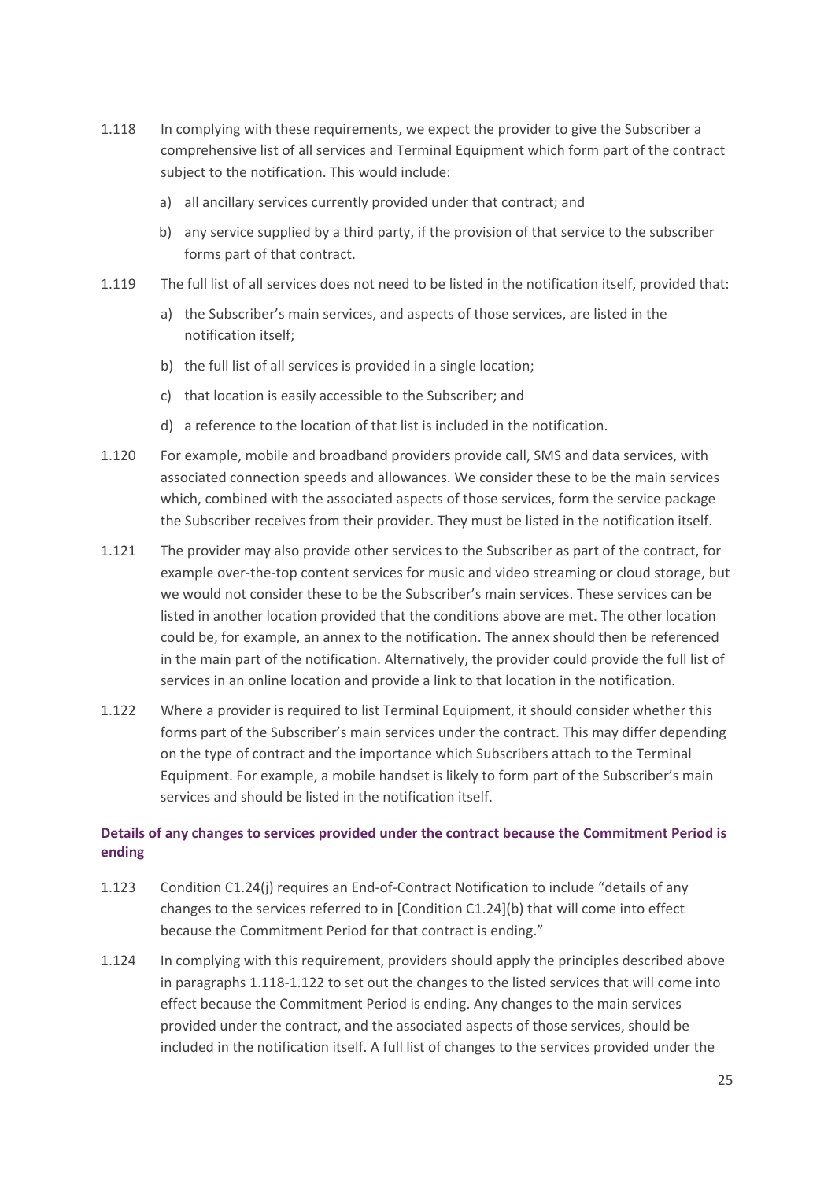1.118 In complying with these requirements, we expect the provider to give the Subscriber a comprehensive list of all services and Terminal Equipment which form part of the contract subject to the notification. This would include:

a) all ancillary services currently provided under that contract; and

b) any service supplied by a third party, if the provision of that service to the subscriber forms part of that contract.

1.119 The full list of all services does not need to be listed in the notification itself, provided that:

a) the Subscriber's main services, and aspects of those services, are listed in the notification itself;

b) the full list of all services is provided in a single location;

c) that location is easily accessible to the Subscriber; and

d) a reference to the location of that list is included in the notification.

1.120 For example, mobile and broadband providers provide call, SMS and data services, with associated connection speeds and allowances. We consider these to be the main services which, combined with the associated aspects of those services, form the service package the Subscriber receives from their provider. They must be listed in the notification itself.

1.121 The provider may also provide other services to the Subscriber as part of the contract, for example over-the-top content services for music and video streaming or cloud storage, but we would not consider these to be the Subscriber's main services. These services can be listed in another location provided that the conditions above are met. The other location could be, for example, an annex to the notification. The annex should then be referenced in the main part of the notification. Alternatively, the provider could provide the full list of services in an online location and provide a link to that location in the notification.

1.122 Where a provider is required to list Terminal Equipment, it should consider whether this forms part of the Subscriber's main services under the contract. This may differ depending on the type of contract and the importance which Subscribers attach to the Terminal Equipment. For example, a mobile handset is likely to form part of the Subscriber's main services and should be listed in the notification itself.

### Details of any changes to services provided under the contract because the Commitment Period is ending

1.123 Condition C1.24(j) requires an End-of-Contract Notification to include "details of any changes to the services referred to in [Condition C1.24](b) that will come into effect because the Commitment Period for that contract is ending."

1.124 In complying with this requirement, providers should apply the principles described above in paragraphs 1.118-1.122 to set out the changes to the listed services that will come into effect because the Commitment Period is ending. Any changes to the main services provided under the contract, and the associated aspects of those services, should be included in the notification itself. A full list of changes to the services provided under the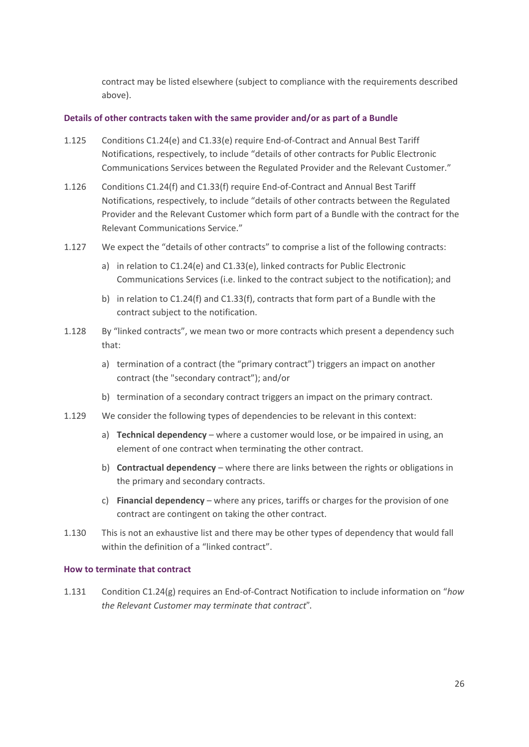contract may be listed elsewhere (subject to compliance with the requirements described above).

### Details of other contracts taken with the same provider and/or as part of a Bundle

1.125 Conditions C1.24(e) and C1.33(e) require End-of-Contract and Annual Best Tariff Notifications, respectively, to include "details of other contracts for Public Electronic Communications Services between the Regulated Provider and the Relevant Customer."

1.126 Conditions C1.24(f) and C1.33(f) require End-of-Contract and Annual Best Tariff Notifications, respectively, to include "details of other contracts between the Regulated Provider and the Relevant Customer which form part of a Bundle with the contract for the Relevant Communications Service."

1.127 We expect the "details of other contracts" to comprise a list of the following contracts:

a) in relation to C1.24(e) and C1.33(e), linked contracts for Public Electronic Communications Services (i.e. linked to the contract subject to the notification); and

b) in relation to C1.24(f) and C1.33(f), contracts that form part of a Bundle with the contract subject to the notification.

1.128 By "linked contracts", we mean two or more contracts which present a dependency such that:

a) termination of a contract (the "primary contract") triggers an impact on another contract (the "secondary contract"); and/or

b) termination of a secondary contract triggers an impact on the primary contract.

1.129 We consider the following types of dependencies to be relevant in this context:

a) **Technical dependency** – where a customer would lose, or be impaired in using, an element of one contract when terminating the other contract.

b) **Contractual dependency** – where there are links between the rights or obligations in the primary and secondary contracts.

c) **Financial dependency** – where any prices, tariffs or charges for the provision of one contract are contingent on taking the other contract.

1.130 This is not an exhaustive list and there may be other types of dependency that would fall within the definition of a "linked contract".

### How to terminate that contract

1.131 Condition C1.24(g) requires an End-of-Contract Notification to include information on "*how the Relevant Customer may terminate that contract*".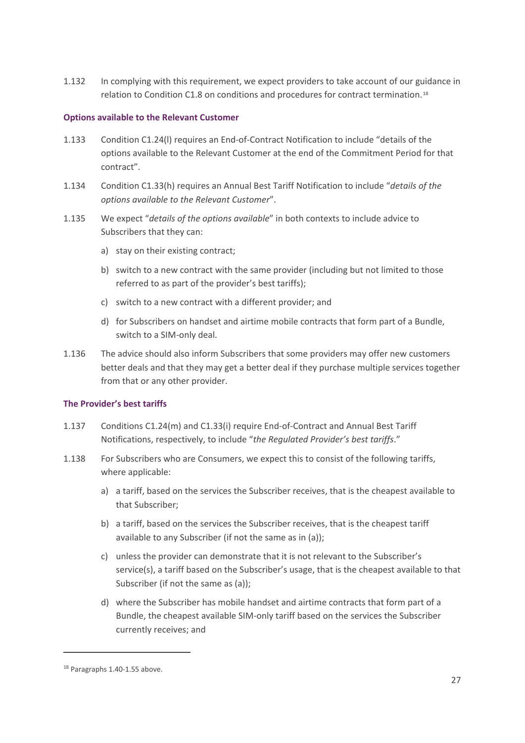1.132 In complying with this requirement, we expect providers to take account of our guidance in relation to Condition C1.8 on conditions and procedures for contract termination.[18]

### Options available to the Relevant Customer

1.133 Condition C1.24(l) requires an End-of-Contract Notification to include "details of the options available to the Relevant Customer at the end of the Commitment Period for that contract".

1.134 Condition C1.33(h) requires an Annual Best Tariff Notification to include "*details of the options available to the Relevant Customer*".

1.135 We expect "*details of the options available*" in both contexts to include advice to Subscribers that they can:

a) stay on their existing contract;

b) switch to a new contract with the same provider (including but not limited to those referred to as part of the provider's best tariffs);

c) switch to a new contract with a different provider; and

d) for Subscribers on handset and airtime mobile contracts that form part of a Bundle, switch to a SIM-only deal.

1.136 The advice should also inform Subscribers that some providers may offer new customers better deals and that they may get a better deal if they purchase multiple services together from that or any other provider.

### The Provider's best tariffs

1.137 Conditions C1.24(m) and C1.33(i) require End-of-Contract and Annual Best Tariff Notifications, respectively, to include "*the Regulated Provider's best tariffs*."

1.138 For Subscribers who are Consumers, we expect this to consist of the following tariffs, where applicable:

a) a tariff, based on the services the Subscriber receives, that is the cheapest available to that Subscriber;

b) a tariff, based on the services the Subscriber receives, that is the cheapest tariff available to any Subscriber (if not the same as in (a));

c) unless the provider can demonstrate that it is not relevant to the Subscriber's service(s), a tariff based on the Subscriber's usage, that is the cheapest available to that Subscriber (if not the same as (a));

d) where the Subscriber has mobile handset and airtime contracts that form part of a Bundle, the cheapest available SIM-only tariff based on the services the Subscriber currently receives; and

---

[18] Paragraphs 1.40-1.55 above.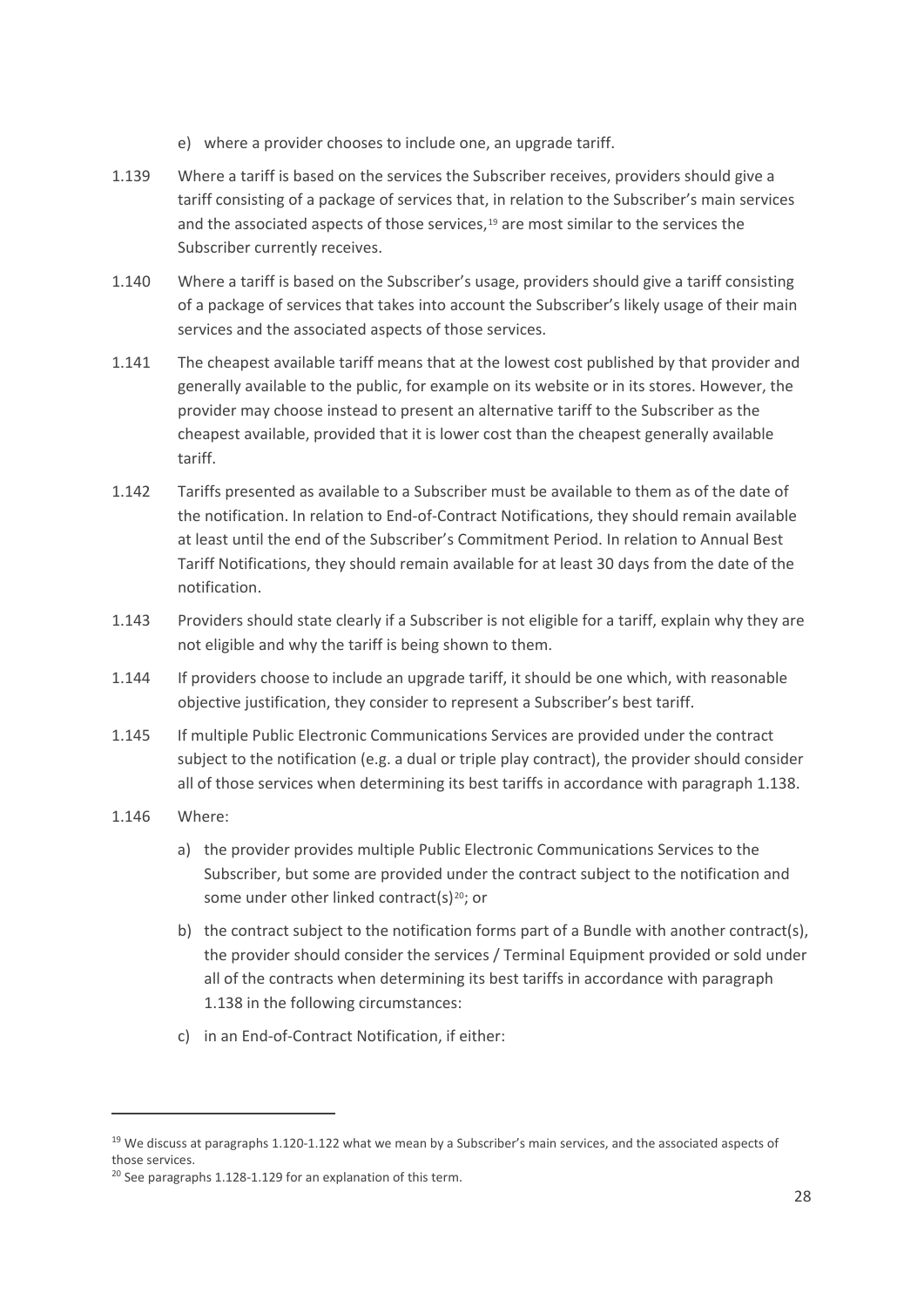e) where a provider chooses to include one, an upgrade tariff.

1.139 Where a tariff is based on the services the Subscriber receives, providers should give a tariff consisting of a package of services that, in relation to the Subscriber's main services and the associated aspects of those services,[19] are most similar to the services the Subscriber currently receives.

1.140 Where a tariff is based on the Subscriber's usage, providers should give a tariff consisting of a package of services that takes into account the Subscriber's likely usage of their main services and the associated aspects of those services.

1.141 The cheapest available tariff means that at the lowest cost published by that provider and generally available to the public, for example on its website or in its stores. However, the provider may choose instead to present an alternative tariff to the Subscriber as the cheapest available, provided that it is lower cost than the cheapest generally available tariff.

1.142 Tariffs presented as available to a Subscriber must be available to them as of the date of the notification. In relation to End-of-Contract Notifications, they should remain available at least until the end of the Subscriber's Commitment Period. In relation to Annual Best Tariff Notifications, they should remain available for at least 30 days from the date of the notification.

1.143 Providers should state clearly if a Subscriber is not eligible for a tariff, explain why they are not eligible and why the tariff is being shown to them.

1.144 If providers choose to include an upgrade tariff, it should be one which, with reasonable objective justification, they consider to represent a Subscriber's best tariff.

1.145 If multiple Public Electronic Communications Services are provided under the contract subject to the notification (e.g. a dual or triple play contract), the provider should consider all of those services when determining its best tariffs in accordance with paragraph 1.138.

1.146 Where:

a) the provider provides multiple Public Electronic Communications Services to the Subscriber, but some are provided under the contract subject to the notification and some under other linked contract(s)[20]; or

b) the contract subject to the notification forms part of a Bundle with another contract(s), the provider should consider the services / Terminal Equipment provided or sold under all of the contracts when determining its best tariffs in accordance with paragraph 1.138 in the following circumstances:

c) in an End-of-Contract Notification, if either:

---

[19] We discuss at paragraphs 1.120-1.122 what we mean by a Subscriber's main services, and the associated aspects of those services.

[20] See paragraphs 1.128-1.129 for an explanation of this term.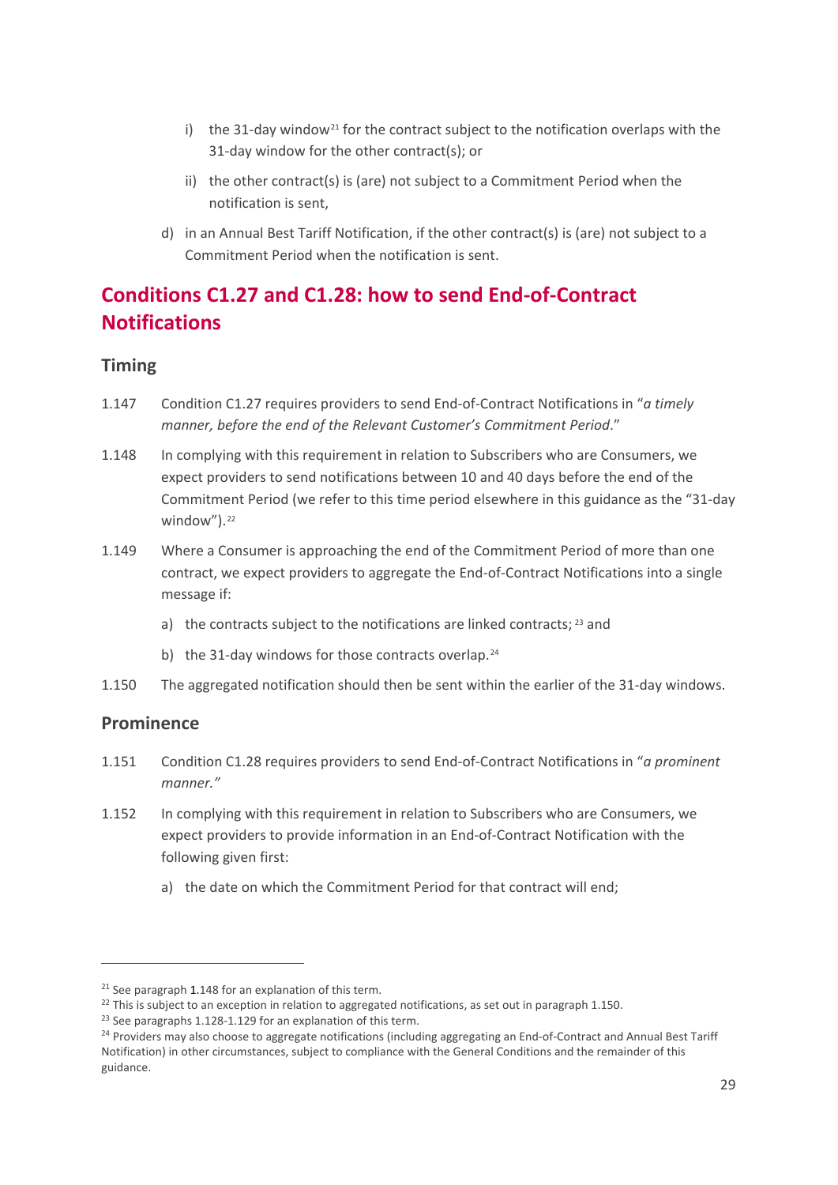i) the 31-day window[21] for the contract subject to the notification overlaps with the 31-day window for the other contract(s); or

ii) the other contract(s) is (are) not subject to a Commitment Period when the notification is sent,

d) in an Annual Best Tariff Notification, if the other contract(s) is (are) not subject to a Commitment Period when the notification is sent.

## Conditions C1.27 and C1.28: how to send End-of-Contract Notifications

### Timing

1.147 Condition C1.27 requires providers to send End-of-Contract Notifications in "*a timely manner, before the end of the Relevant Customer's Commitment Period*."

1.148 In complying with this requirement in relation to Subscribers who are Consumers, we expect providers to send notifications between 10 and 40 days before the end of the Commitment Period (we refer to this time period elsewhere in this guidance as the "31-day window").[22]

1.149 Where a Consumer is approaching the end of the Commitment Period of more than one contract, we expect providers to aggregate the End-of-Contract Notifications into a single message if:

a) the contracts subject to the notifications are linked contracts;[23] and

b) the 31-day windows for those contracts overlap.[24]

1.150 The aggregated notification should then be sent within the earlier of the 31-day windows.

### Prominence

1.151 Condition C1.28 requires providers to send End-of-Contract Notifications in "*a prominent manner.*"

1.152 In complying with this requirement in relation to Subscribers who are Consumers, we expect providers to provide information in an End-of-Contract Notification with the following given first:

a) the date on which the Commitment Period for that contract will end;

---

[21] See paragraph 1.148 for an explanation of this term.

[22] This is subject to an exception in relation to aggregated notifications, as set out in paragraph 1.150.

[23] See paragraphs 1.128-1.129 for an explanation of this term.

[24] Providers may also choose to aggregate notifications (including aggregating an End-of-Contract and Annual Best Tariff Notification) in other circumstances, subject to compliance with the General Conditions and the remainder of this guidance.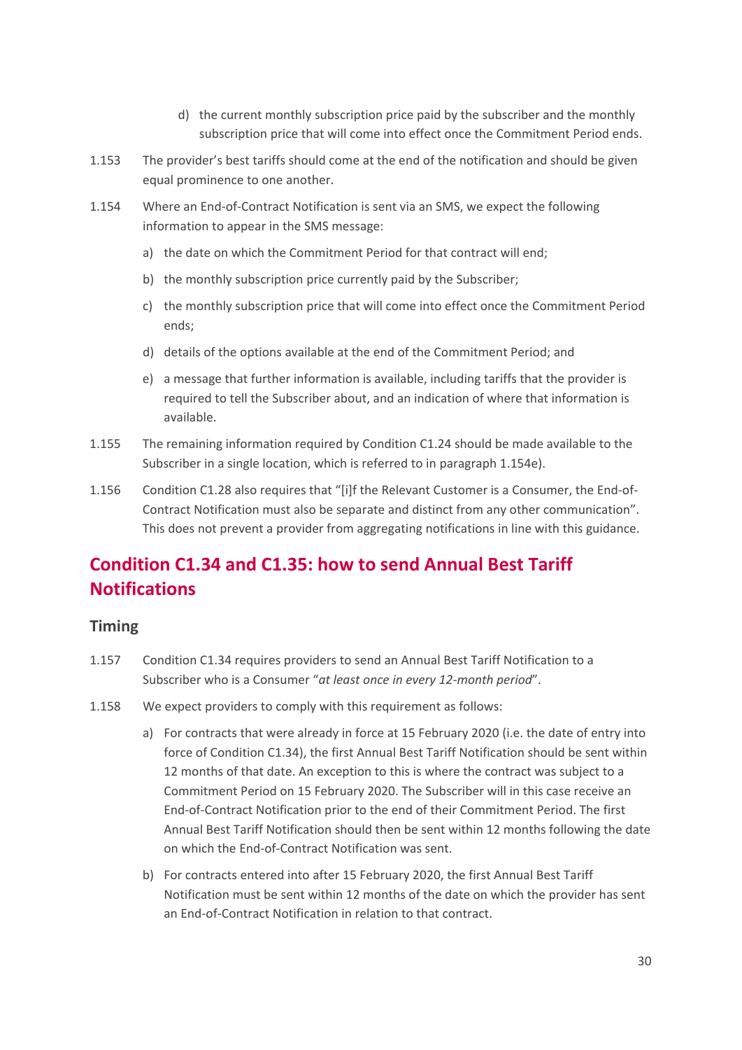d) the current monthly subscription price paid by the subscriber and the monthly subscription price that will come into effect once the Commitment Period ends.

1.153 The provider's best tariffs should come at the end of the notification and should be given equal prominence to one another.

1.154 Where an End-of-Contract Notification is sent via an SMS, we expect the following information to appear in the SMS message:

a) the date on which the Commitment Period for that contract will end;

b) the monthly subscription price currently paid by the Subscriber;

c) the monthly subscription price that will come into effect once the Commitment Period ends;

d) details of the options available at the end of the Commitment Period; and

e) a message that further information is available, including tariffs that the provider is required to tell the Subscriber about, and an indication of where that information is available.

1.155 The remaining information required by Condition C1.24 should be made available to the Subscriber in a single location, which is referred to in paragraph 1.154e).

1.156 Condition C1.28 also requires that "[i]f the Relevant Customer is a Consumer, the End-of-Contract Notification must also be separate and distinct from any other communication". This does not prevent a provider from aggregating notifications in line with this guidance.

## Condition C1.34 and C1.35: how to send Annual Best Tariff Notifications

### Timing

1.157 Condition C1.34 requires providers to send an Annual Best Tariff Notification to a Subscriber who is a Consumer "*at least once in every 12-month period*".

1.158 We expect providers to comply with this requirement as follows:

a) For contracts that were already in force at 15 February 2020 (i.e. the date of entry into force of Condition C1.34), the first Annual Best Tariff Notification should be sent within 12 months of that date. An exception to this is where the contract was subject to a Commitment Period on 15 February 2020. The Subscriber will in this case receive an End-of-Contract Notification prior to the end of their Commitment Period. The first Annual Best Tariff Notification should then be sent within 12 months following the date on which the End-of-Contract Notification was sent.

b) For contracts entered into after 15 February 2020, the first Annual Best Tariff Notification must be sent within 12 months of the date on which the provider has sent an End-of-Contract Notification in relation to that contract.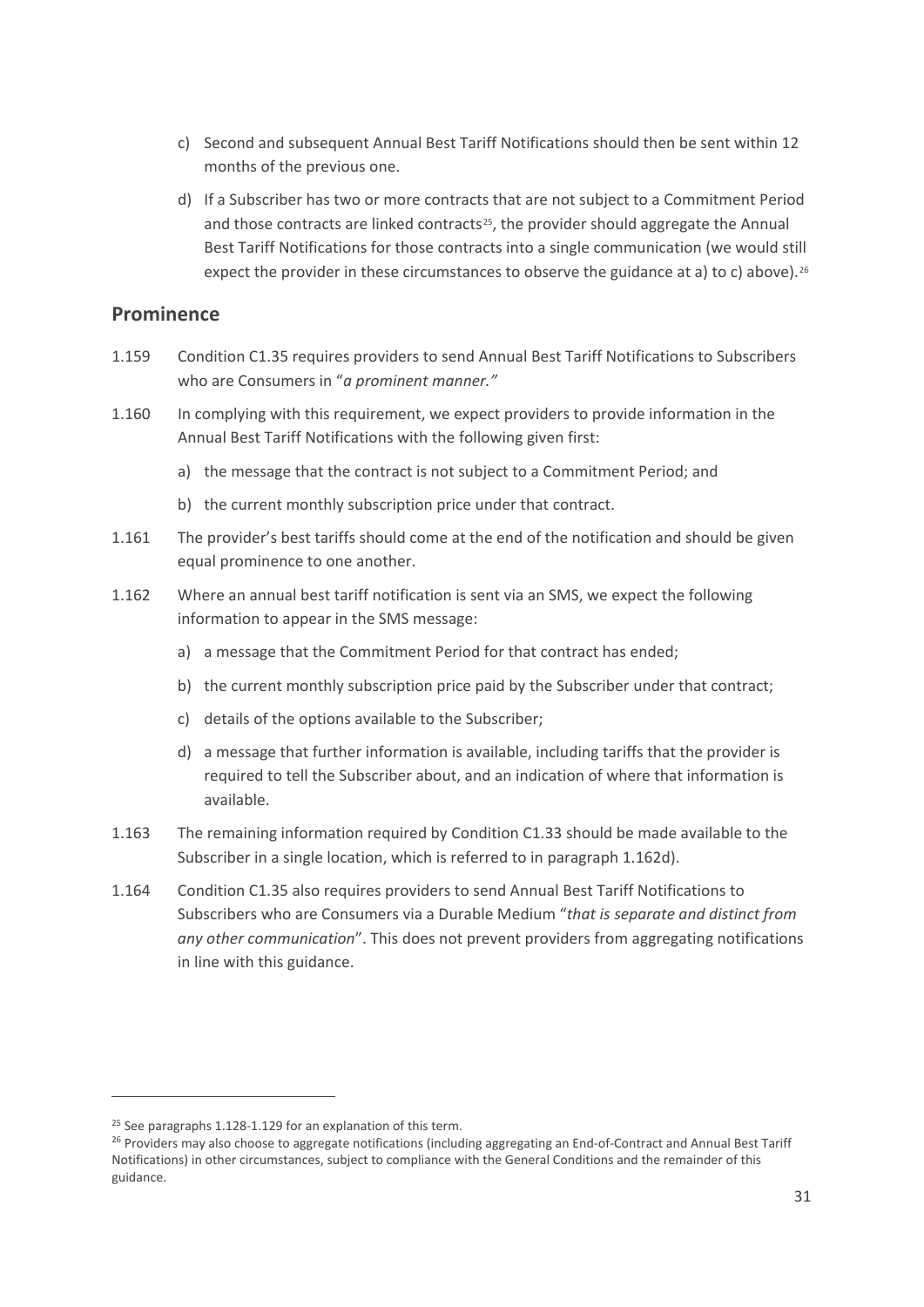c) Second and subsequent Annual Best Tariff Notifications should then be sent within 12 months of the previous one.

d) If a Subscriber has two or more contracts that are not subject to a Commitment Period and those contracts are linked contracts[25], the provider should aggregate the Annual Best Tariff Notifications for those contracts into a single communication (we would still expect the provider in these circumstances to observe the guidance at a) to c) above).[26]

## Prominence

1.159 Condition C1.35 requires providers to send Annual Best Tariff Notifications to Subscribers who are Consumers in "*a prominent manner.*"

1.160 In complying with this requirement, we expect providers to provide information in the Annual Best Tariff Notifications with the following given first:

a) the message that the contract is not subject to a Commitment Period; and

b) the current monthly subscription price under that contract.

1.161 The provider's best tariffs should come at the end of the notification and should be given equal prominence to one another.

1.162 Where an annual best tariff notification is sent via an SMS, we expect the following information to appear in the SMS message:

a) a message that the Commitment Period for that contract has ended;

b) the current monthly subscription price paid by the Subscriber under that contract;

c) details of the options available to the Subscriber;

d) a message that further information is available, including tariffs that the provider is required to tell the Subscriber about, and an indication of where that information is available.

1.163 The remaining information required by Condition C1.33 should be made available to the Subscriber in a single location, which is referred to in paragraph 1.162d).

1.164 Condition C1.35 also requires providers to send Annual Best Tariff Notifications to Subscribers who are Consumers via a Durable Medium "*that is separate and distinct from any other communication*". This does not prevent providers from aggregating notifications in line with this guidance.

---

[25] See paragraphs 1.128-1.129 for an explanation of this term.

[26] Providers may also choose to aggregate notifications (including aggregating an End-of-Contract and Annual Best Tariff Notifications) in other circumstances, subject to compliance with the General Conditions and the remainder of this guidance.